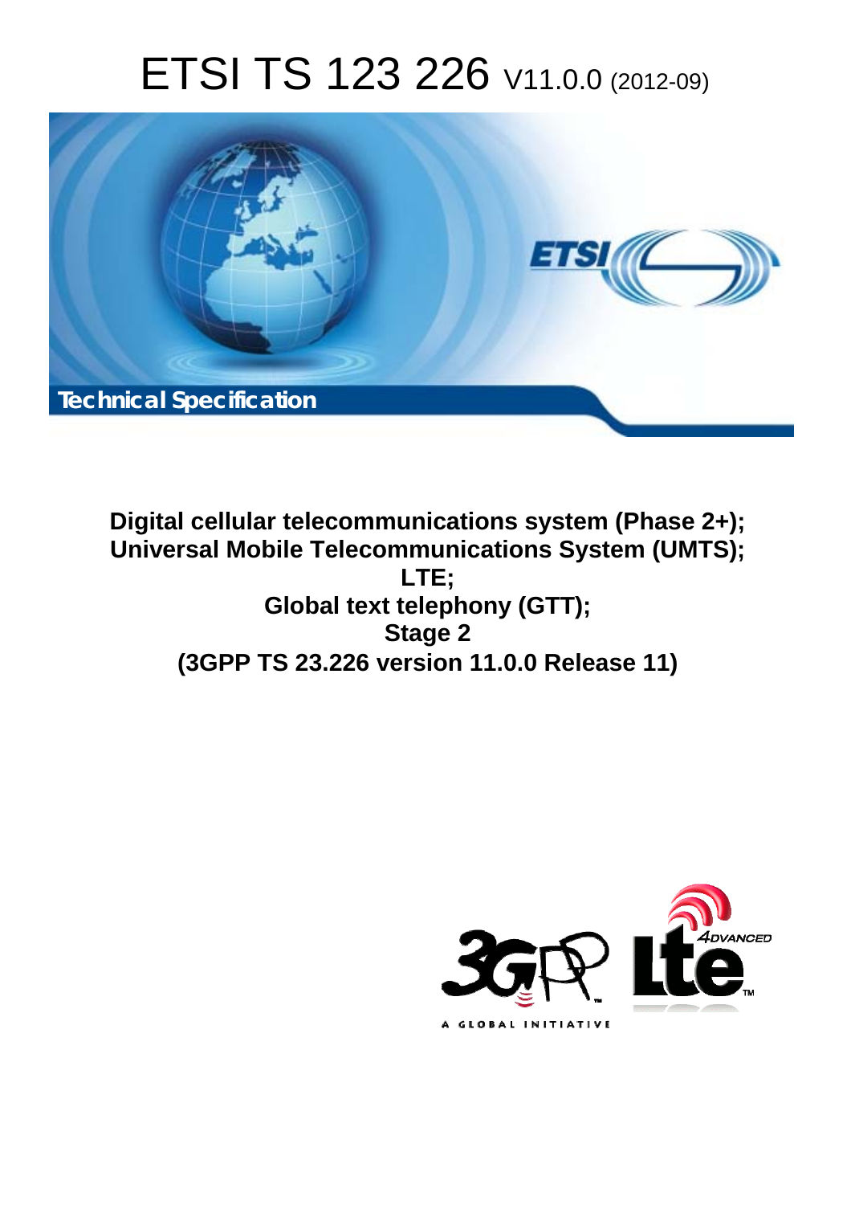# ETSI TS 123 226 V11.0.0 (2012-09)

Technical Specification

**Digital cellular telecommunications system (Phase 2+);**
**Universal Mobile Telecommunications System (UMTS);**
**LTE;**
**Global text telephony (GTT);**
**Stage 2**
**(3GPP TS 23.226 version 11.0.0 Release 11)**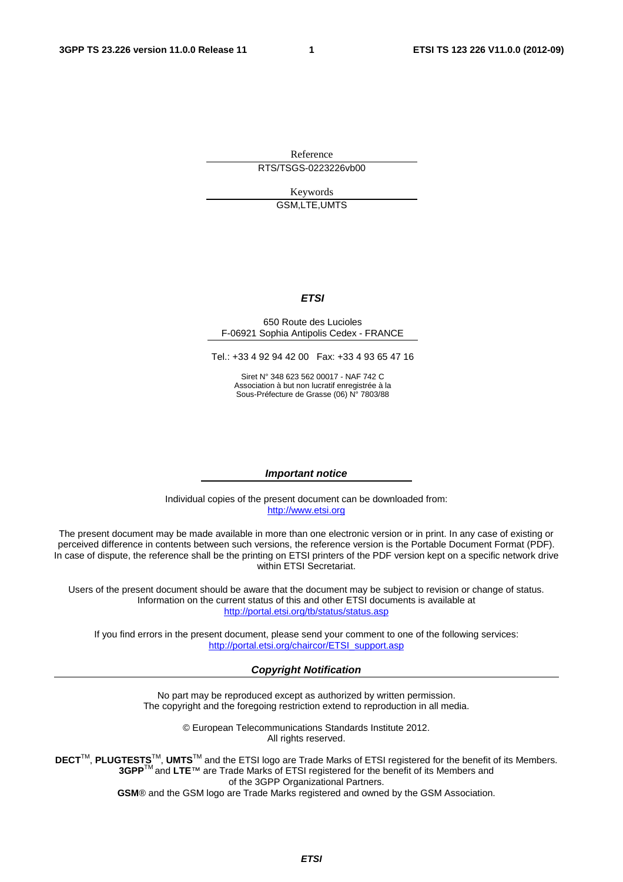Reference

RTS/TSGS-0223226vb00

Keywords

GSM,LTE,UMTS

***ETSI***

650 Route des Lucioles
F-06921 Sophia Antipolis Cedex - FRANCE

Tel.: +33 4 92 94 42 00 Fax: +33 4 93 65 47 16

Siret N° 348 623 562 00017 - NAF 742 C
Association à but non lucratif enregistrée à la
Sous-Préfecture de Grasse (06) N° 7803/88

***Important notice***

Individual copies of the present document can be downloaded from:
http://www.etsi.org

The present document may be made available in more than one electronic version or in print. In any case of existing or perceived difference in contents between such versions, the reference version is the Portable Document Format (PDF). In case of dispute, the reference shall be the printing on ETSI printers of the PDF version kept on a specific network drive within ETSI Secretariat.

Users of the present document should be aware that the document may be subject to revision or change of status. Information on the current status of this and other ETSI documents is available at
http://portal.etsi.org/tb/status/status.asp

If you find errors in the present document, please send your comment to one of the following services:
http://portal.etsi.org/chaircor/ETSI_support.asp

***Copyright Notification***

No part may be reproduced except as authorized by written permission.
The copyright and the foregoing restriction extend to reproduction in all media.

© European Telecommunications Standards Institute 2012.
All rights reserved.

**DECT**™, **PLUGTESTS**™, **UMTS**™ and the ETSI logo are Trade Marks of ETSI registered for the benefit of its Members.
**3GPP**™ and **LTE**™ are Trade Marks of ETSI registered for the benefit of its Members and of the 3GPP Organizational Partners.
**GSM**® and the GSM logo are Trade Marks registered and owned by the GSM Association.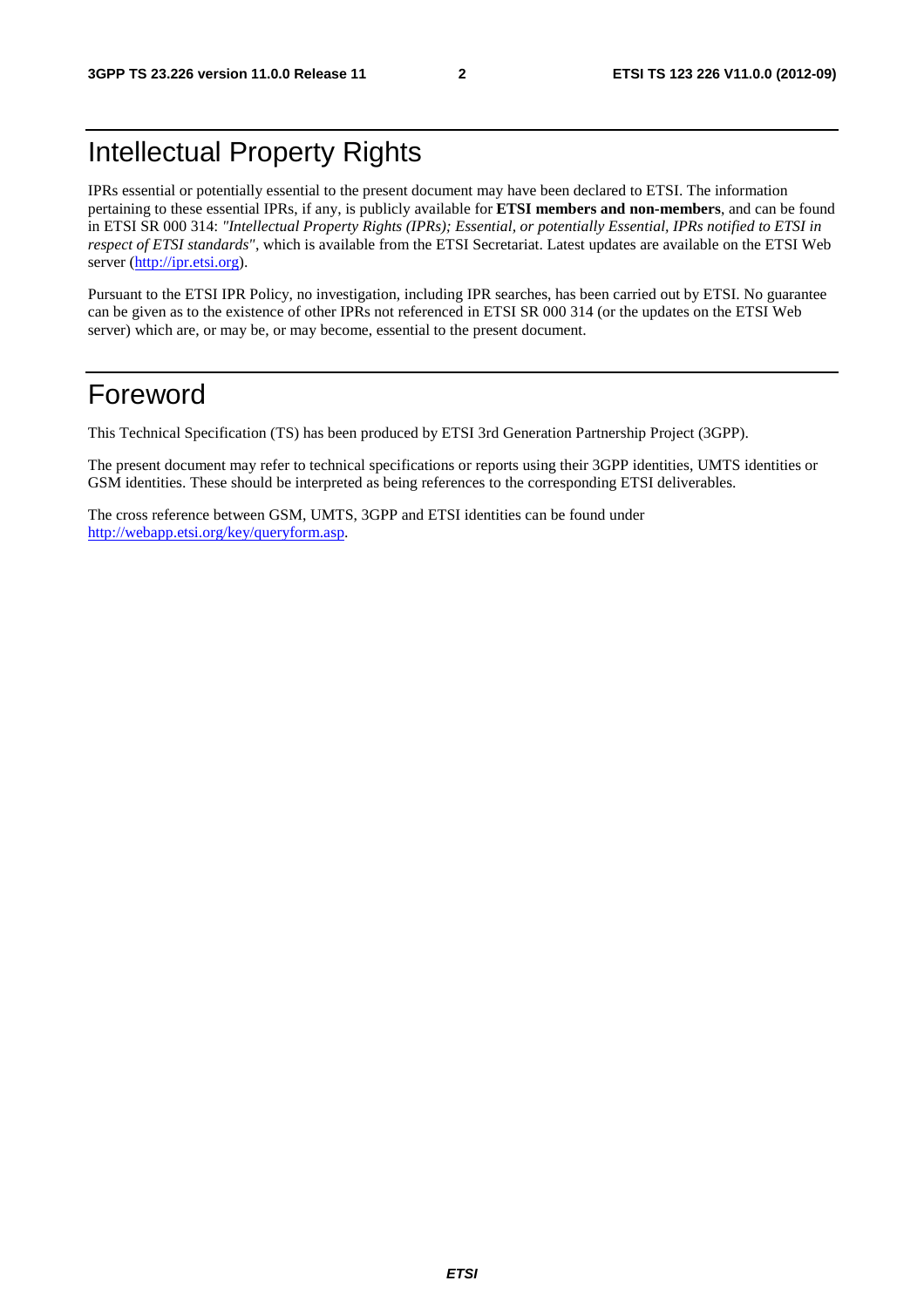# Intellectual Property Rights

IPRs essential or potentially essential to the present document may have been declared to ETSI. The information pertaining to these essential IPRs, if any, is publicly available for **ETSI members and non-members**, and can be found in ETSI SR 000 314: *"Intellectual Property Rights (IPRs); Essential, or potentially Essential, IPRs notified to ETSI in respect of ETSI standards"*, which is available from the ETSI Secretariat. Latest updates are available on the ETSI Web server (http://ipr.etsi.org).

Pursuant to the ETSI IPR Policy, no investigation, including IPR searches, has been carried out by ETSI. No guarantee can be given as to the existence of other IPRs not referenced in ETSI SR 000 314 (or the updates on the ETSI Web server) which are, or may be, or may become, essential to the present document.

# Foreword

This Technical Specification (TS) has been produced by ETSI 3rd Generation Partnership Project (3GPP).

The present document may refer to technical specifications or reports using their 3GPP identities, UMTS identities or GSM identities. These should be interpreted as being references to the corresponding ETSI deliverables.

The cross reference between GSM, UMTS, 3GPP and ETSI identities can be found under http://webapp.etsi.org/key/queryform.asp.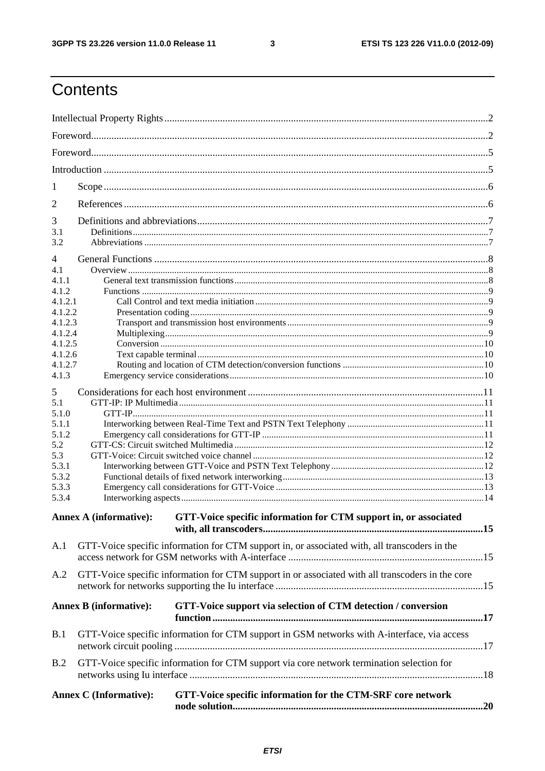# Contents

Intellectual Property Rights ..... 2

Foreword ..... 2

Foreword ..... 5

Introduction ..... 5

1 Scope ..... 6

2 References ..... 6

3 Definitions and abbreviations ..... 7
- 3.1 Definitions ..... 7
- 3.2 Abbreviations ..... 7

4 General Functions ..... 8
- 4.1 Overview ..... 8
- 4.1.1 General text transmission functions ..... 8
- 4.1.2 Functions ..... 9
- 4.1.2.1 Call Control and text media initiation ..... 9
- 4.1.2.2 Presentation coding ..... 9
- 4.1.2.3 Transport and transmission host environments ..... 9
- 4.1.2.4 Multiplexing ..... 9
- 4.1.2.5 Conversion ..... 10
- 4.1.2.6 Text capable terminal ..... 10
- 4.1.2.7 Routing and location of CTM detection/conversion functions ..... 10
- 4.1.3 Emergency service considerations ..... 10

5 Considerations for each host environment ..... 11
- 5.1 GTT-IP: IP Multimedia ..... 11
- 5.1.0 GTT-IP ..... 11
- 5.1.1 Interworking between Real-Time Text and PSTN Text Telephony ..... 11
- 5.1.2 Emergency call considerations for GTT-IP ..... 11
- 5.2 GTT-CS: Circuit switched Multimedia ..... 12
- 5.3 GTT-Voice: Circuit switched voice channel ..... 12
- 5.3.1 Interworking between GTT-Voice and PSTN Text Telephony ..... 12
- 5.3.2 Functional details of fixed network interworking ..... 13
- 5.3.3 Emergency call considerations for GTT-Voice ..... 13
- 5.3.4 Interworking aspects ..... 14

**Annex A (informative): GTT-Voice specific information for CTM support in, or associated with, all transcoders ..... 15**

A.1 GTT-Voice specific information for CTM support in, or associated with, all transcoders in the access network for GSM networks with A-interface ..... 15

A.2 GTT-Voice specific information for CTM support in or associated with all transcoders in the core network for networks supporting the Iu interface ..... 15

**Annex B (informative): GTT-Voice support via selection of CTM detection / conversion function ..... 17**

B.1 GTT-Voice specific information for CTM support in GSM networks with A-interface, via access network circuit pooling ..... 17

B.2 GTT-Voice specific information for CTM support via core network termination selection for networks using Iu interface ..... 18

**Annex C (Informative): GTT-Voice specific information for the CTM-SRF core network node solution ..... 20**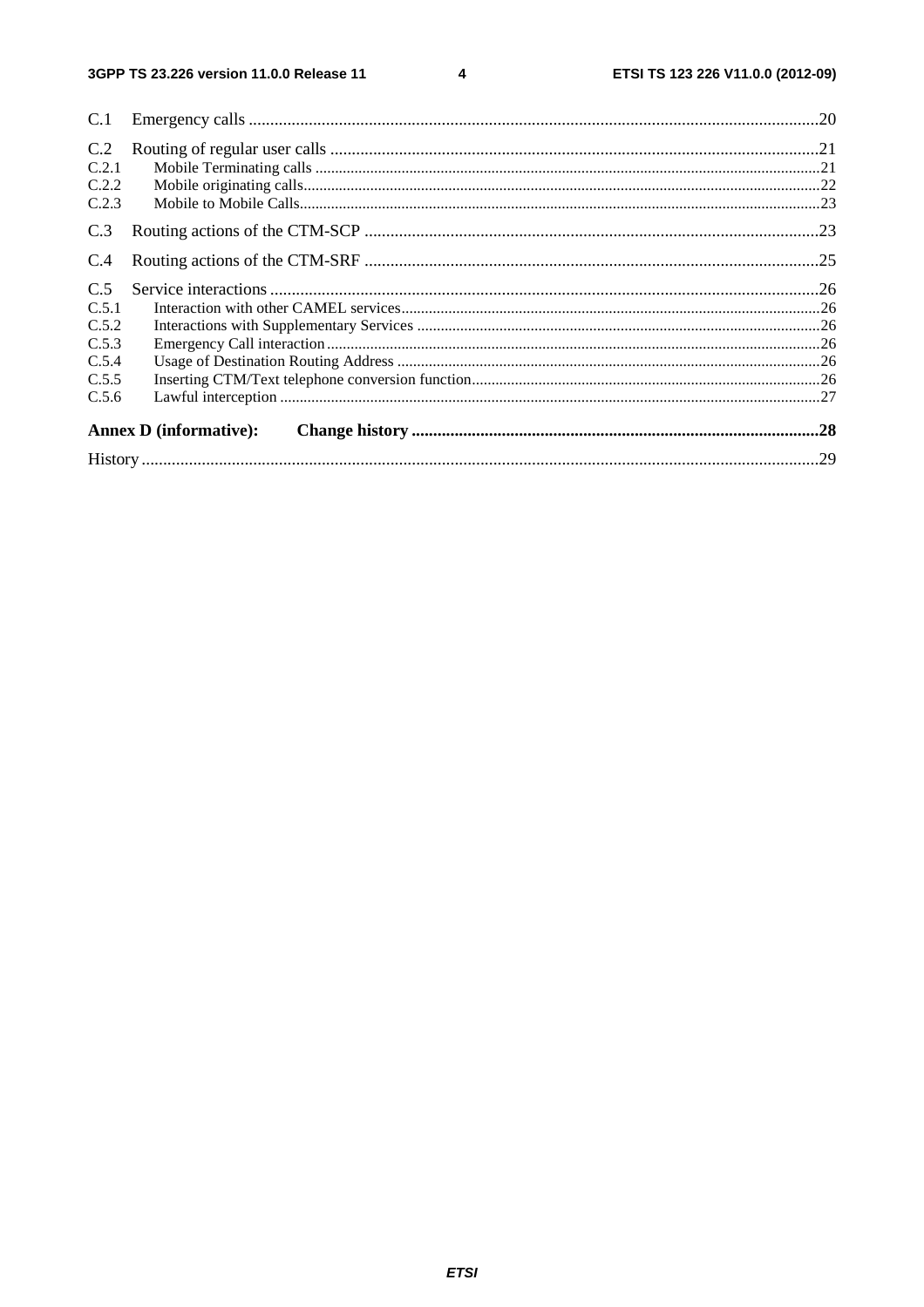C.1 Emergency calls .....20

C.2 Routing of regular user calls .....21
C.2.1 Mobile Terminating calls .....21
C.2.2 Mobile originating calls.....22
C.2.3 Mobile to Mobile Calls.....23

C.3 Routing actions of the CTM-SCP .....23

C.4 Routing actions of the CTM-SRF .....25

C.5 Service interactions .....26
C.5.1 Interaction with other CAMEL services.....26
C.5.2 Interactions with Supplementary Services .....26
C.5.3 Emergency Call interaction .....26
C.5.4 Usage of Destination Routing Address .....26
C.5.5 Inserting CTM/Text telephone conversion function.....26
C.5.6 Lawful interception .....27

**Annex D (informative): Change history .....28**

History .....29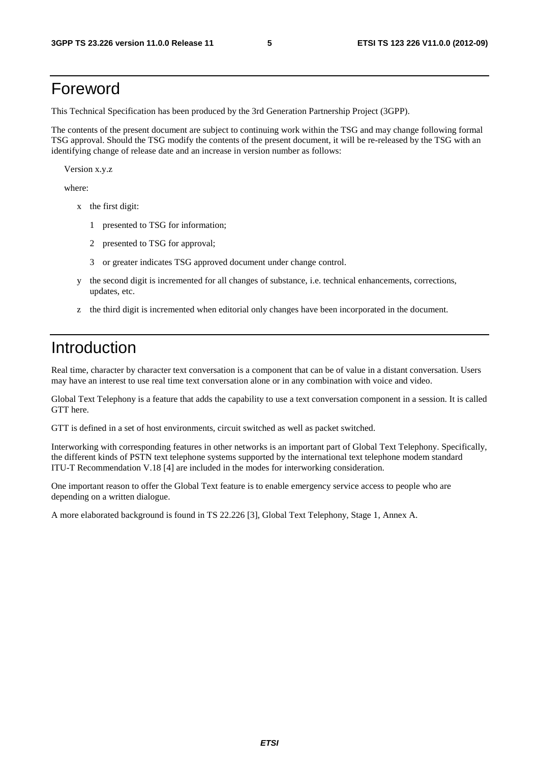# Foreword

This Technical Specification has been produced by the 3rd Generation Partnership Project (3GPP).

The contents of the present document are subject to continuing work within the TSG and may change following formal TSG approval. Should the TSG modify the contents of the present document, it will be re-released by the TSG with an identifying change of release date and an increase in version number as follows:

Version x.y.z

where:

- x the first digit:
  - 1 presented to TSG for information;
  - 2 presented to TSG for approval;
  - 3 or greater indicates TSG approved document under change control.
- y the second digit is incremented for all changes of substance, i.e. technical enhancements, corrections, updates, etc.
- z the third digit is incremented when editorial only changes have been incorporated in the document.

# Introduction

Real time, character by character text conversation is a component that can be of value in a distant conversation. Users may have an interest to use real time text conversation alone or in any combination with voice and video.

Global Text Telephony is a feature that adds the capability to use a text conversation component in a session. It is called GTT here.

GTT is defined in a set of host environments, circuit switched as well as packet switched.

Interworking with corresponding features in other networks is an important part of Global Text Telephony. Specifically, the different kinds of PSTN text telephone systems supported by the international text telephone modem standard ITU-T Recommendation V.18 [4] are included in the modes for interworking consideration.

One important reason to offer the Global Text feature is to enable emergency service access to people who are depending on a written dialogue.

A more elaborated background is found in TS 22.226 [3], Global Text Telephony, Stage 1, Annex A.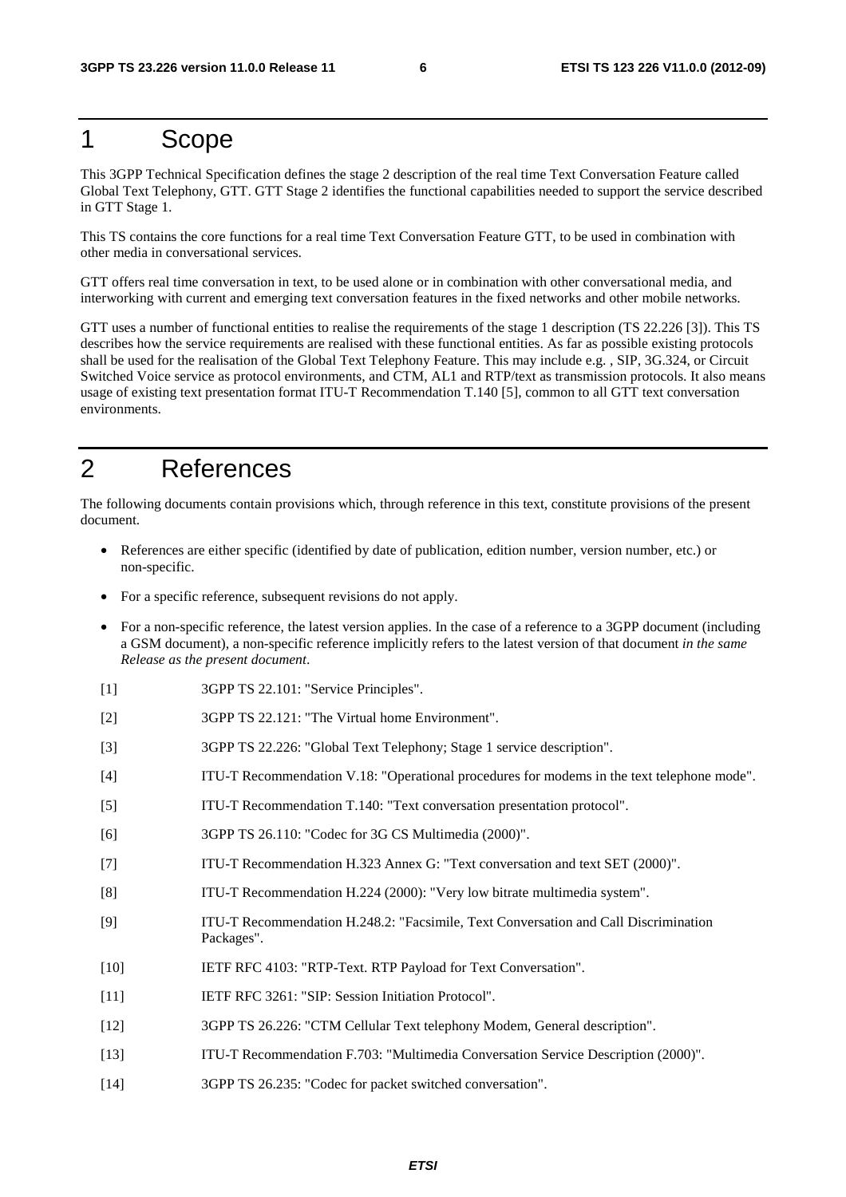# 1 Scope

This 3GPP Technical Specification defines the stage 2 description of the real time Text Conversation Feature called Global Text Telephony, GTT. GTT Stage 2 identifies the functional capabilities needed to support the service described in GTT Stage 1.

This TS contains the core functions for a real time Text Conversation Feature GTT, to be used in combination with other media in conversational services.

GTT offers real time conversation in text, to be used alone or in combination with other conversational media, and interworking with current and emerging text conversation features in the fixed networks and other mobile networks.

GTT uses a number of functional entities to realise the requirements of the stage 1 description (TS 22.226 [3]). This TS describes how the service requirements are realised with these functional entities. As far as possible existing protocols shall be used for the realisation of the Global Text Telephony Feature. This may include e.g. , SIP, 3G.324, or Circuit Switched Voice service as protocol environments, and CTM, AL1 and RTP/text as transmission protocols. It also means usage of existing text presentation format ITU-T Recommendation T.140 [5], common to all GTT text conversation environments.

# 2 References

The following documents contain provisions which, through reference in this text, constitute provisions of the present document.

- References are either specific (identified by date of publication, edition number, version number, etc.) or non-specific.
- For a specific reference, subsequent revisions do not apply.
- For a non-specific reference, the latest version applies. In the case of a reference to a 3GPP document (including a GSM document), a non-specific reference implicitly refers to the latest version of that document *in the same Release as the present document*.

[1] 3GPP TS 22.101: "Service Principles".

[2] 3GPP TS 22.121: "The Virtual home Environment".

[3] 3GPP TS 22.226: "Global Text Telephony; Stage 1 service description".

[4] ITU-T Recommendation V.18: "Operational procedures for modems in the text telephone mode".

[5] ITU-T Recommendation T.140: "Text conversation presentation protocol".

[6] 3GPP TS 26.110: "Codec for 3G CS Multimedia (2000)".

[7] ITU-T Recommendation H.323 Annex G: "Text conversation and text SET (2000)".

[8] ITU-T Recommendation H.224 (2000): "Very low bitrate multimedia system".

[9] ITU-T Recommendation H.248.2: "Facsimile, Text Conversation and Call Discrimination Packages".

[10] IETF RFC 4103: "RTP-Text. RTP Payload for Text Conversation".

[11] IETF RFC 3261: "SIP: Session Initiation Protocol".

[12] 3GPP TS 26.226: "CTM Cellular Text telephony Modem, General description".

[13] ITU-T Recommendation F.703: "Multimedia Conversation Service Description (2000)".

[14] 3GPP TS 26.235: "Codec for packet switched conversation".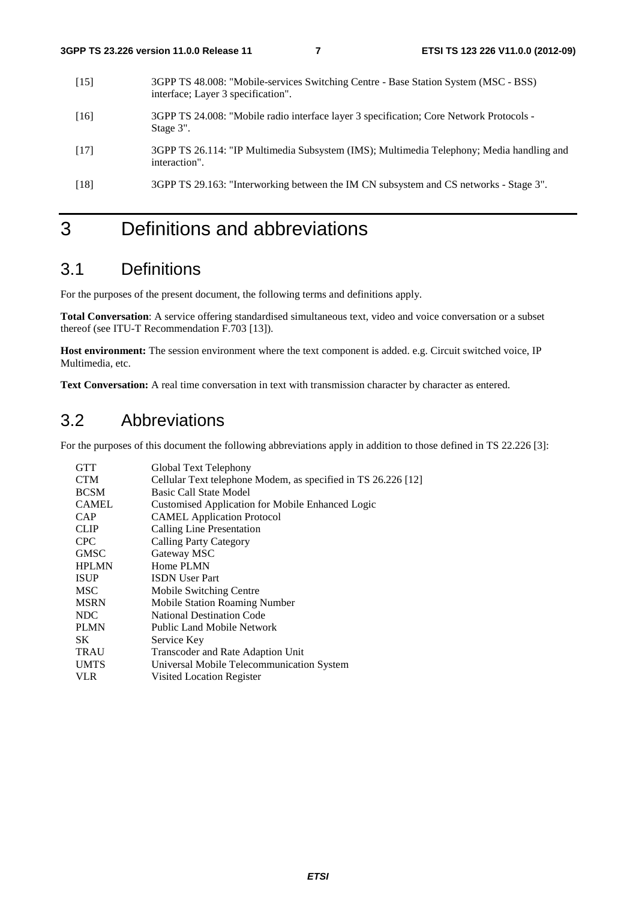[15] 3GPP TS 48.008: "Mobile-services Switching Centre - Base Station System (MSC - BSS) interface; Layer 3 specification".

[16] 3GPP TS 24.008: "Mobile radio interface layer 3 specification; Core Network Protocols - Stage 3".

[17] 3GPP TS 26.114: "IP Multimedia Subsystem (IMS); Multimedia Telephony; Media handling and interaction".

[18] 3GPP TS 29.163: "Interworking between the IM CN subsystem and CS networks - Stage 3".

# 3 Definitions and abbreviations

## 3.1 Definitions

For the purposes of the present document, the following terms and definitions apply.

**Total Conversation**: A service offering standardised simultaneous text, video and voice conversation or a subset thereof (see ITU-T Recommendation F.703 [13]).

**Host environment:** The session environment where the text component is added. e.g. Circuit switched voice, IP Multimedia, etc.

**Text Conversation:** A real time conversation in text with transmission character by character as entered.

## 3.2 Abbreviations

For the purposes of this document the following abbreviations apply in addition to those defined in TS 22.226 [3]:

| | |
|---|---|
| GTT | Global Text Telephony |
| CTM | Cellular Text telephone Modem, as specified in TS 26.226 [12] |
| BCSM | Basic Call State Model |
| CAMEL | Customised Application for Mobile Enhanced Logic |
| CAP | CAMEL Application Protocol |
| CLIP | Calling Line Presentation |
| CPC | Calling Party Category |
| GMSC | Gateway MSC |
| HPLMN | Home PLMN |
| ISUP | ISDN User Part |
| MSC | Mobile Switching Centre |
| MSRN | Mobile Station Roaming Number |
| NDC | National Destination Code |
| PLMN | Public Land Mobile Network |
| SK | Service Key |
| TRAU | Transcoder and Rate Adaption Unit |
| UMTS | Universal Mobile Telecommunication System |
| VLR | Visited Location Register |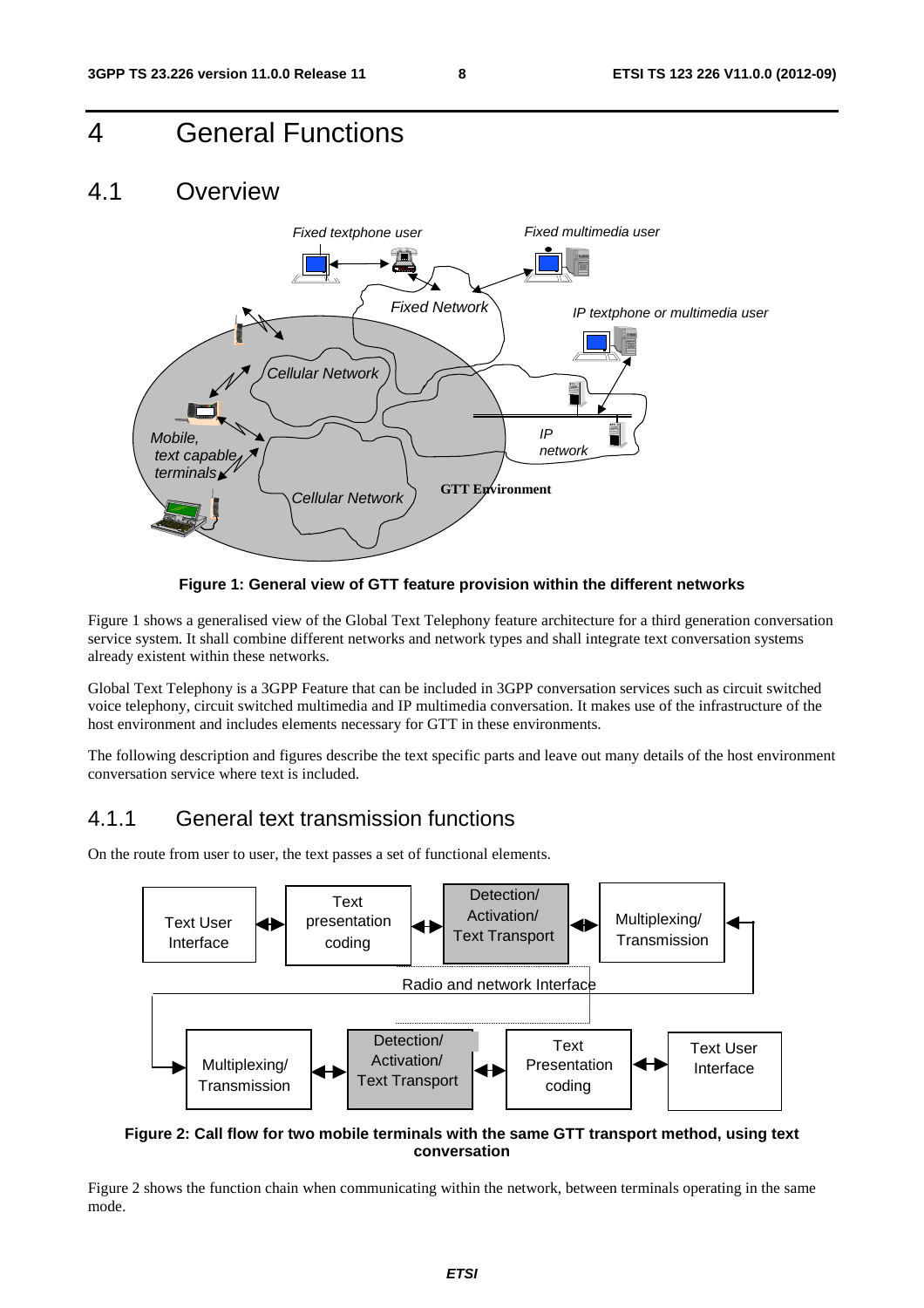# 4 General Functions

## 4.1 Overview

**Figure 1: General view of GTT feature provision within the different networks**

Figure 1 shows a generalised view of the Global Text Telephony feature architecture for a third generation conversation service system. It shall combine different networks and network types and shall integrate text conversation systems already existent within these networks.

Global Text Telephony is a 3GPP Feature that can be included in 3GPP conversation services such as circuit switched voice telephony, circuit switched multimedia and IP multimedia conversation. It makes use of the infrastructure of the host environment and includes elements necessary for GTT in these environments.

The following description and figures describe the text specific parts and leave out many details of the host environment conversation service where text is included.

### 4.1.1 General text transmission functions

On the route from user to user, the text passes a set of functional elements.

**Figure 2: Call flow for two mobile terminals with the same GTT transport method, using text conversation**

Figure 2 shows the function chain when communicating within the network, between terminals operating in the same mode.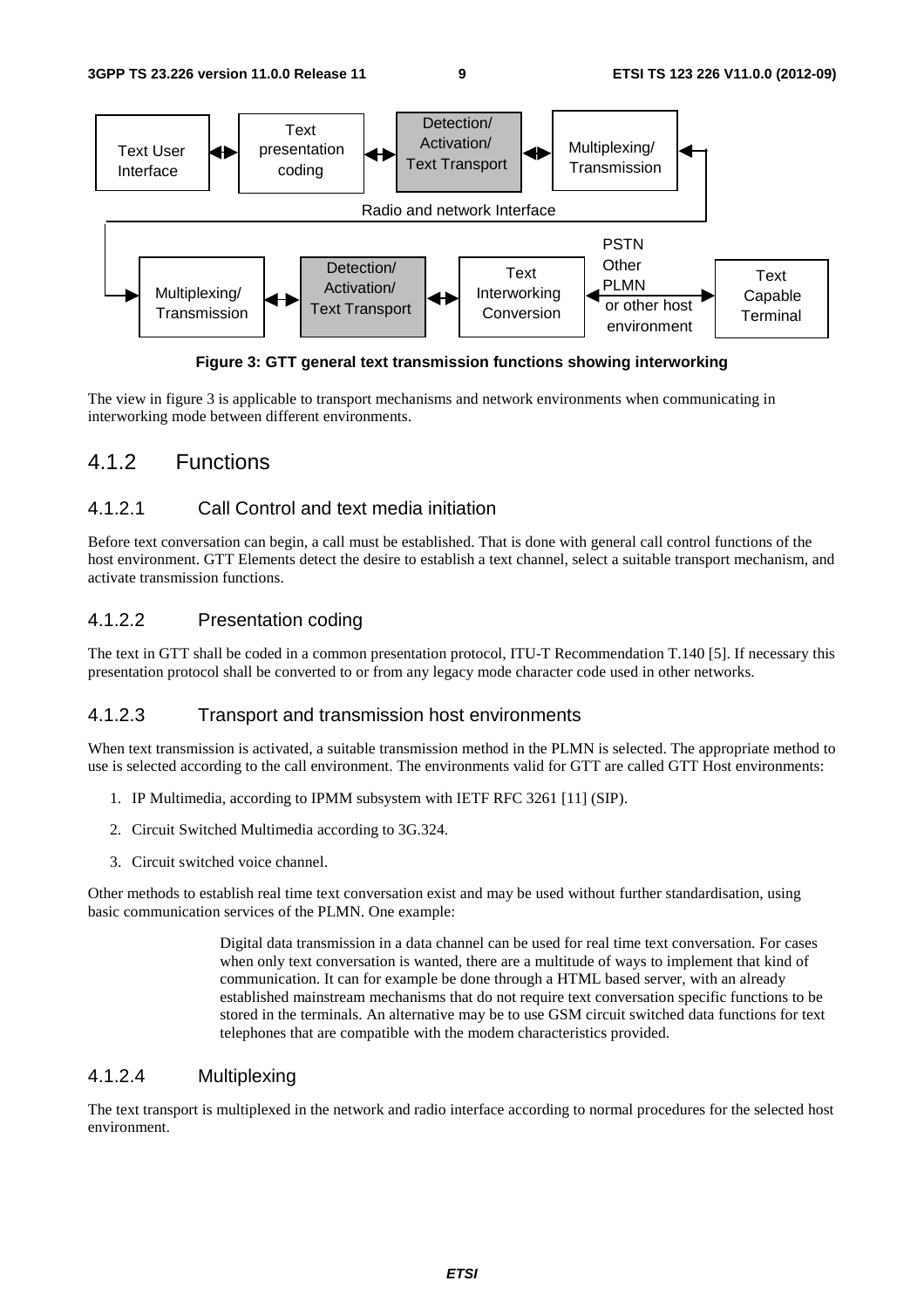**Figure 3: GTT general text transmission functions showing interworking**

The view in figure 3 is applicable to transport mechanisms and network environments when communicating in interworking mode between different environments.

## 4.1.2 Functions

### 4.1.2.1 Call Control and text media initiation

Before text conversation can begin, a call must be established. That is done with general call control functions of the host environment. GTT Elements detect the desire to establish a text channel, select a suitable transport mechanism, and activate transmission functions.

### 4.1.2.2 Presentation coding

The text in GTT shall be coded in a common presentation protocol, ITU-T Recommendation T.140 [5]. If necessary this presentation protocol shall be converted to or from any legacy mode character code used in other networks.

### 4.1.2.3 Transport and transmission host environments

When text transmission is activated, a suitable transmission method in the PLMN is selected. The appropriate method to use is selected according to the call environment. The environments valid for GTT are called GTT Host environments:

1. IP Multimedia, according to IPMM subsystem with IETF RFC 3261 [11] (SIP).
2. Circuit Switched Multimedia according to 3G.324.
3. Circuit switched voice channel.

Other methods to establish real time text conversation exist and may be used without further standardisation, using basic communication services of the PLMN. One example:

> Digital data transmission in a data channel can be used for real time text conversation. For cases when only text conversation is wanted, there are a multitude of ways to implement that kind of communication. It can for example be done through a HTML based server, with an already established mainstream mechanisms that do not require text conversation specific functions to be stored in the terminals. An alternative may be to use GSM circuit switched data functions for text telephones that are compatible with the modem characteristics provided.

### 4.1.2.4 Multiplexing

The text transport is multiplexed in the network and radio interface according to normal procedures for the selected host environment.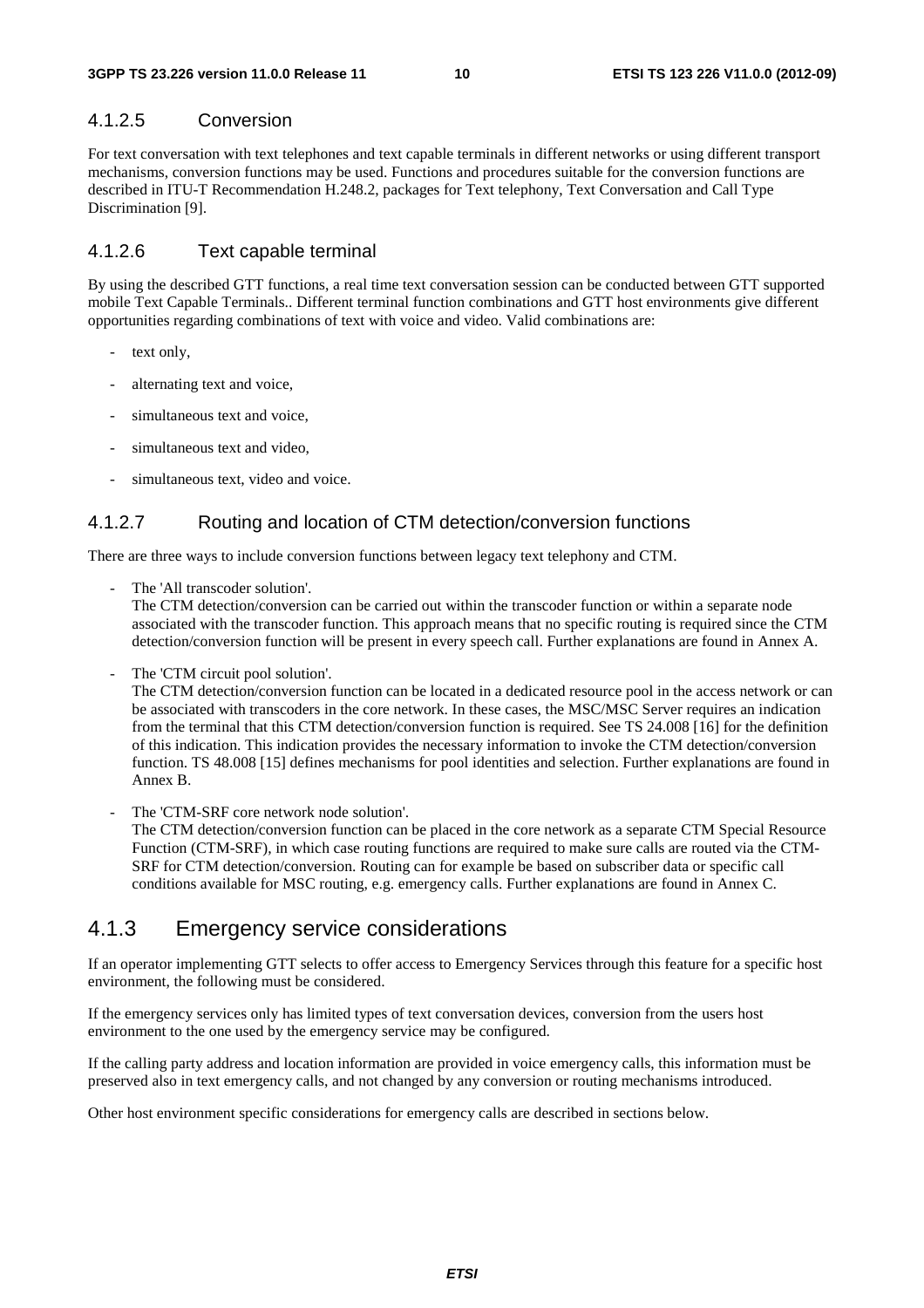#### 4.1.2.5 Conversion

For text conversation with text telephones and text capable terminals in different networks or using different transport mechanisms, conversion functions may be used. Functions and procedures suitable for the conversion functions are described in ITU-T Recommendation H.248.2, packages for Text telephony, Text Conversation and Call Type Discrimination [9].

#### 4.1.2.6 Text capable terminal

By using the described GTT functions, a real time text conversation session can be conducted between GTT supported mobile Text Capable Terminals.. Different terminal function combinations and GTT host environments give different opportunities regarding combinations of text with voice and video. Valid combinations are:

- text only,
- alternating text and voice,
- simultaneous text and voice,
- simultaneous text and video,
- simultaneous text, video and voice.

#### 4.1.2.7 Routing and location of CTM detection/conversion functions

There are three ways to include conversion functions between legacy text telephony and CTM.

- The 'All transcoder solution'.
  The CTM detection/conversion can be carried out within the transcoder function or within a separate node associated with the transcoder function. This approach means that no specific routing is required since the CTM detection/conversion function will be present in every speech call. Further explanations are found in Annex A.
- The 'CTM circuit pool solution'.
  The CTM detection/conversion function can be located in a dedicated resource pool in the access network or can be associated with transcoders in the core network. In these cases, the MSC/MSC Server requires an indication from the terminal that this CTM detection/conversion function is required. See TS 24.008 [16] for the definition of this indication. This indication provides the necessary information to invoke the CTM detection/conversion function. TS 48.008 [15] defines mechanisms for pool identities and selection. Further explanations are found in Annex B.
- The 'CTM-SRF core network node solution'.
  The CTM detection/conversion function can be placed in the core network as a separate CTM Special Resource Function (CTM-SRF), in which case routing functions are required to make sure calls are routed via the CTM-SRF for CTM detection/conversion. Routing can for example be based on subscriber data or specific call conditions available for MSC routing, e.g. emergency calls. Further explanations are found in Annex C.

### 4.1.3 Emergency service considerations

If an operator implementing GTT selects to offer access to Emergency Services through this feature for a specific host environment, the following must be considered.

If the emergency services only has limited types of text conversation devices, conversion from the users host environment to the one used by the emergency service may be configured.

If the calling party address and location information are provided in voice emergency calls, this information must be preserved also in text emergency calls, and not changed by any conversion or routing mechanisms introduced.

Other host environment specific considerations for emergency calls are described in sections below.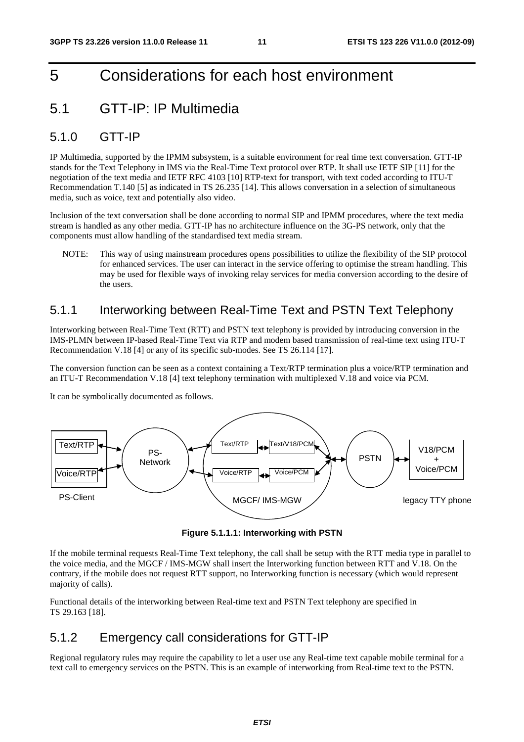# 5 Considerations for each host environment

## 5.1 GTT-IP: IP Multimedia

### 5.1.0 GTT-IP

IP Multimedia, supported by the IPMM subsystem, is a suitable environment for real time text conversation. GTT-IP stands for the Text Telephony in IMS via the Real-Time Text protocol over RTP. It shall use IETF SIP [11] for the negotiation of the text media and IETF RFC 4103 [10] RTP-text for transport, with text coded according to ITU-T Recommendation T.140 [5] as indicated in TS 26.235 [14]. This allows conversation in a selection of simultaneous media, such as voice, text and potentially also video.

Inclusion of the text conversation shall be done according to normal SIP and IPMM procedures, where the text media stream is handled as any other media. GTT-IP has no architecture influence on the 3G-PS network, only that the components must allow handling of the standardised text media stream.

NOTE: This way of using mainstream procedures opens possibilities to utilize the flexibility of the SIP protocol for enhanced services. The user can interact in the service offering to optimise the stream handling. This may be used for flexible ways of invoking relay services for media conversion according to the desire of the users.

### 5.1.1 Interworking between Real-Time Text and PSTN Text Telephony

Interworking between Real-Time Text (RTT) and PSTN text telephony is provided by introducing conversion in the IMS-PLMN between IP-based Real-Time Text via RTP and modem based transmission of real-time text using ITU-T Recommendation V.18 [4] or any of its specific sub-modes. See TS 26.114 [17].

The conversion function can be seen as a context containing a Text/RTP termination plus a voice/RTP termination and an ITU-T Recommendation V.18 [4] text telephony termination with multiplexed V.18 and voice via PCM.

It can be symbolically documented as follows.

PS-Client: Text/RTP, Voice/RTP — PS-Network — MGCF/ IMS-MGW: Text/RTP ↔ Text/V18/PCM, Voice/RTP ↔ Voice/PCM — PSTN — legacy TTY phone: V18/PCM + Voice/PCM

**Figure 5.1.1.1: Interworking with PSTN**

If the mobile terminal requests Real-Time Text telephony, the call shall be setup with the RTT media type in parallel to the voice media, and the MGCF / IMS-MGW shall insert the Interworking function between RTT and V.18. On the contrary, if the mobile does not request RTT support, no Interworking function is necessary (which would represent majority of calls).

Functional details of the interworking between Real-time text and PSTN Text telephony are specified in TS 29.163 [18].

### 5.1.2 Emergency call considerations for GTT-IP

Regional regulatory rules may require the capability to let a user use any Real-time text capable mobile terminal for a text call to emergency services on the PSTN. This is an example of interworking from Real-time text to the PSTN.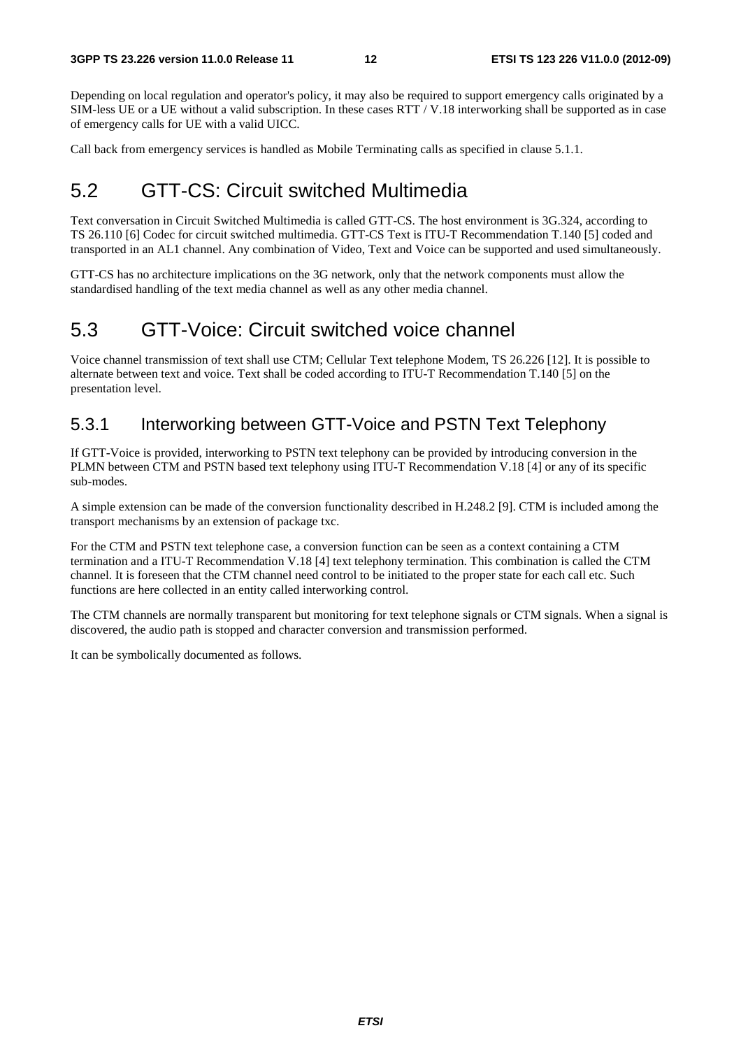Depending on local regulation and operator's policy, it may also be required to support emergency calls originated by a SIM-less UE or a UE without a valid subscription. In these cases RTT / V.18 interworking shall be supported as in case of emergency calls for UE with a valid UICC.

Call back from emergency services is handled as Mobile Terminating calls as specified in clause 5.1.1.

## 5.2 GTT-CS: Circuit switched Multimedia

Text conversation in Circuit Switched Multimedia is called GTT-CS. The host environment is 3G.324, according to TS 26.110 [6] Codec for circuit switched multimedia. GTT-CS Text is ITU-T Recommendation T.140 [5] coded and transported in an AL1 channel. Any combination of Video, Text and Voice can be supported and used simultaneously.

GTT-CS has no architecture implications on the 3G network, only that the network components must allow the standardised handling of the text media channel as well as any other media channel.

## 5.3 GTT-Voice: Circuit switched voice channel

Voice channel transmission of text shall use CTM; Cellular Text telephone Modem, TS 26.226 [12]. It is possible to alternate between text and voice. Text shall be coded according to ITU-T Recommendation T.140 [5] on the presentation level.

### 5.3.1 Interworking between GTT-Voice and PSTN Text Telephony

If GTT-Voice is provided, interworking to PSTN text telephony can be provided by introducing conversion in the PLMN between CTM and PSTN based text telephony using ITU-T Recommendation V.18 [4] or any of its specific sub-modes.

A simple extension can be made of the conversion functionality described in H.248.2 [9]. CTM is included among the transport mechanisms by an extension of package txc.

For the CTM and PSTN text telephone case, a conversion function can be seen as a context containing a CTM termination and a ITU-T Recommendation V.18 [4] text telephony termination. This combination is called the CTM channel. It is foreseen that the CTM channel need control to be initiated to the proper state for each call etc. Such functions are here collected in an entity called interworking control.

The CTM channels are normally transparent but monitoring for text telephone signals or CTM signals. When a signal is discovered, the audio path is stopped and character conversion and transmission performed.

It can be symbolically documented as follows.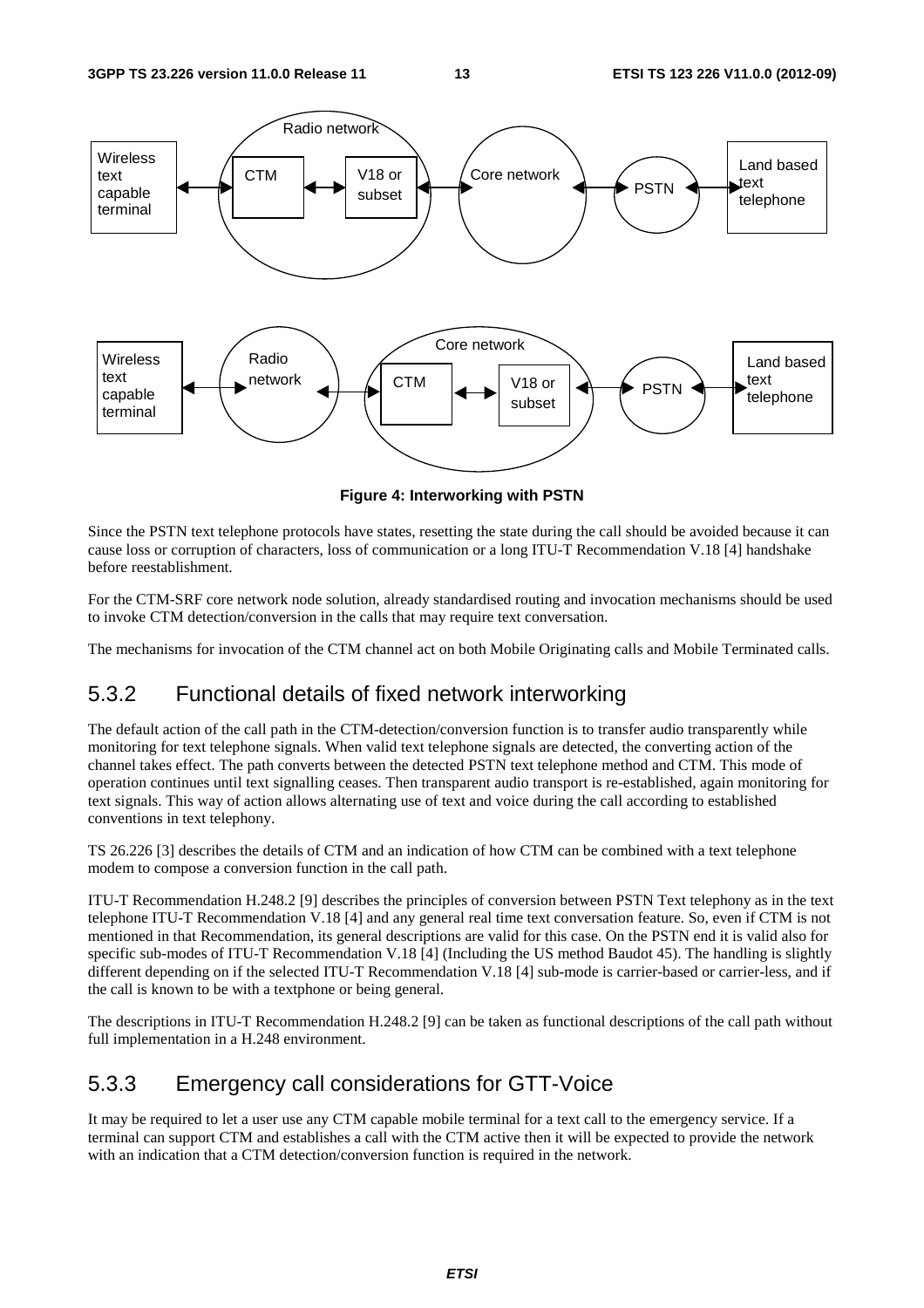Figure 4: Interworking with PSTN

Since the PSTN text telephone protocols have states, resetting the state during the call should be avoided because it can cause loss or corruption of characters, loss of communication or a long ITU-T Recommendation V.18 [4] handshake before reestablishment.

For the CTM-SRF core network node solution, already standardised routing and invocation mechanisms should be used to invoke CTM detection/conversion in the calls that may require text conversation.

The mechanisms for invocation of the CTM channel act on both Mobile Originating calls and Mobile Terminated calls.

## 5.3.2 Functional details of fixed network interworking

The default action of the call path in the CTM-detection/conversion function is to transfer audio transparently while monitoring for text telephone signals. When valid text telephone signals are detected, the converting action of the channel takes effect. The path converts between the detected PSTN text telephone method and CTM. This mode of operation continues until text signalling ceases. Then transparent audio transport is re-established, again monitoring for text signals. This way of action allows alternating use of text and voice during the call according to established conventions in text telephony.

TS 26.226 [3] describes the details of CTM and an indication of how CTM can be combined with a text telephone modem to compose a conversion function in the call path.

ITU-T Recommendation H.248.2 [9] describes the principles of conversion between PSTN Text telephony as in the text telephone ITU-T Recommendation V.18 [4] and any general real time text conversation feature. So, even if CTM is not mentioned in that Recommendation, its general descriptions are valid for this case. On the PSTN end it is valid also for specific sub-modes of ITU-T Recommendation V.18 [4] (Including the US method Baudot 45). The handling is slightly different depending on if the selected ITU-T Recommendation V.18 [4] sub-mode is carrier-based or carrier-less, and if the call is known to be with a textphone or being general.

The descriptions in ITU-T Recommendation H.248.2 [9] can be taken as functional descriptions of the call path without full implementation in a H.248 environment.

## 5.3.3 Emergency call considerations for GTT-Voice

It may be required to let a user use any CTM capable mobile terminal for a text call to the emergency service. If a terminal can support CTM and establishes a call with the CTM active then it will be expected to provide the network with an indication that a CTM detection/conversion function is required in the network.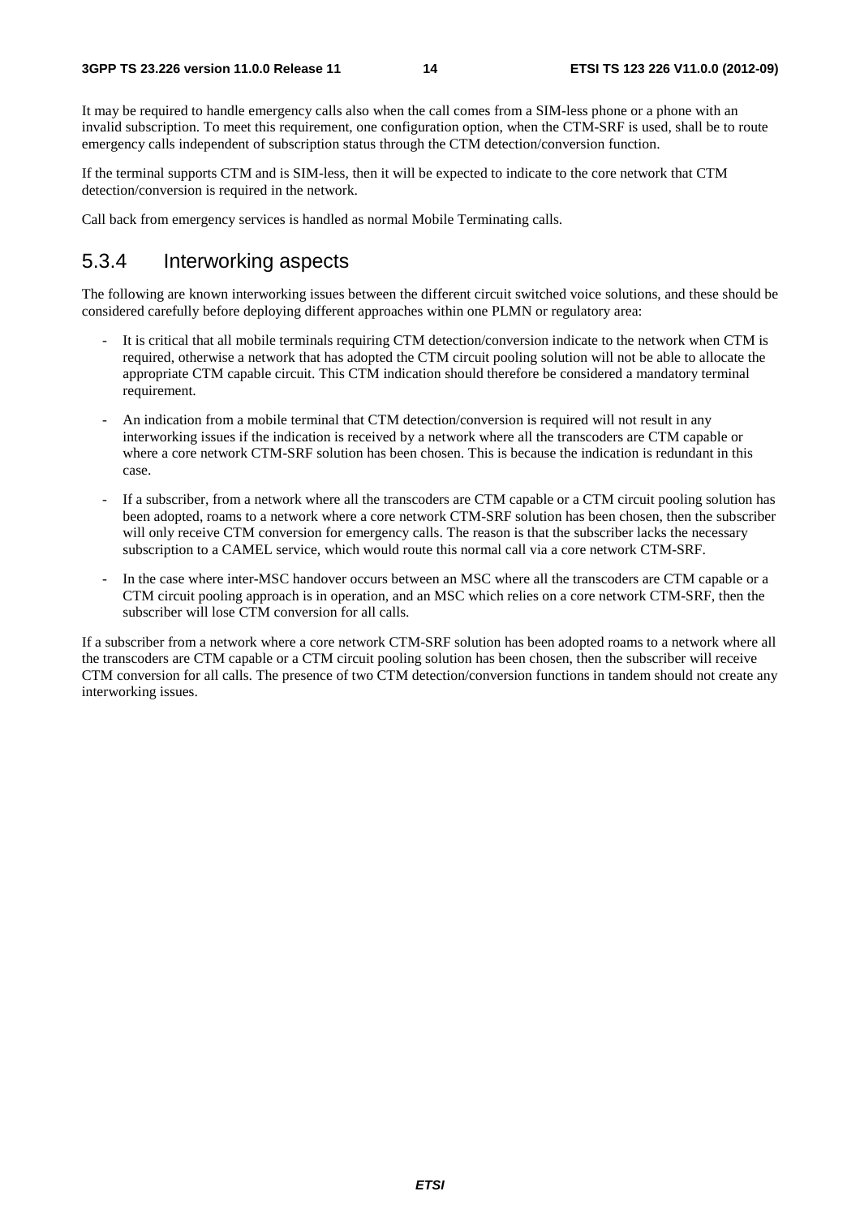It may be required to handle emergency calls also when the call comes from a SIM-less phone or a phone with an invalid subscription. To meet this requirement, one configuration option, when the CTM-SRF is used, shall be to route emergency calls independent of subscription status through the CTM detection/conversion function.

If the terminal supports CTM and is SIM-less, then it will be expected to indicate to the core network that CTM detection/conversion is required in the network.

Call back from emergency services is handled as normal Mobile Terminating calls.

### 5.3.4 Interworking aspects

The following are known interworking issues between the different circuit switched voice solutions, and these should be considered carefully before deploying different approaches within one PLMN or regulatory area:

- It is critical that all mobile terminals requiring CTM detection/conversion indicate to the network when CTM is required, otherwise a network that has adopted the CTM circuit pooling solution will not be able to allocate the appropriate CTM capable circuit. This CTM indication should therefore be considered a mandatory terminal requirement.
- An indication from a mobile terminal that CTM detection/conversion is required will not result in any interworking issues if the indication is received by a network where all the transcoders are CTM capable or where a core network CTM-SRF solution has been chosen. This is because the indication is redundant in this case.
- If a subscriber, from a network where all the transcoders are CTM capable or a CTM circuit pooling solution has been adopted, roams to a network where a core network CTM-SRF solution has been chosen, then the subscriber will only receive CTM conversion for emergency calls. The reason is that the subscriber lacks the necessary subscription to a CAMEL service, which would route this normal call via a core network CTM-SRF.
- In the case where inter-MSC handover occurs between an MSC where all the transcoders are CTM capable or a CTM circuit pooling approach is in operation, and an MSC which relies on a core network CTM-SRF, then the subscriber will lose CTM conversion for all calls.

If a subscriber from a network where a core network CTM-SRF solution has been adopted roams to a network where all the transcoders are CTM capable or a CTM circuit pooling solution has been chosen, then the subscriber will receive CTM conversion for all calls. The presence of two CTM detection/conversion functions in tandem should not create any interworking issues.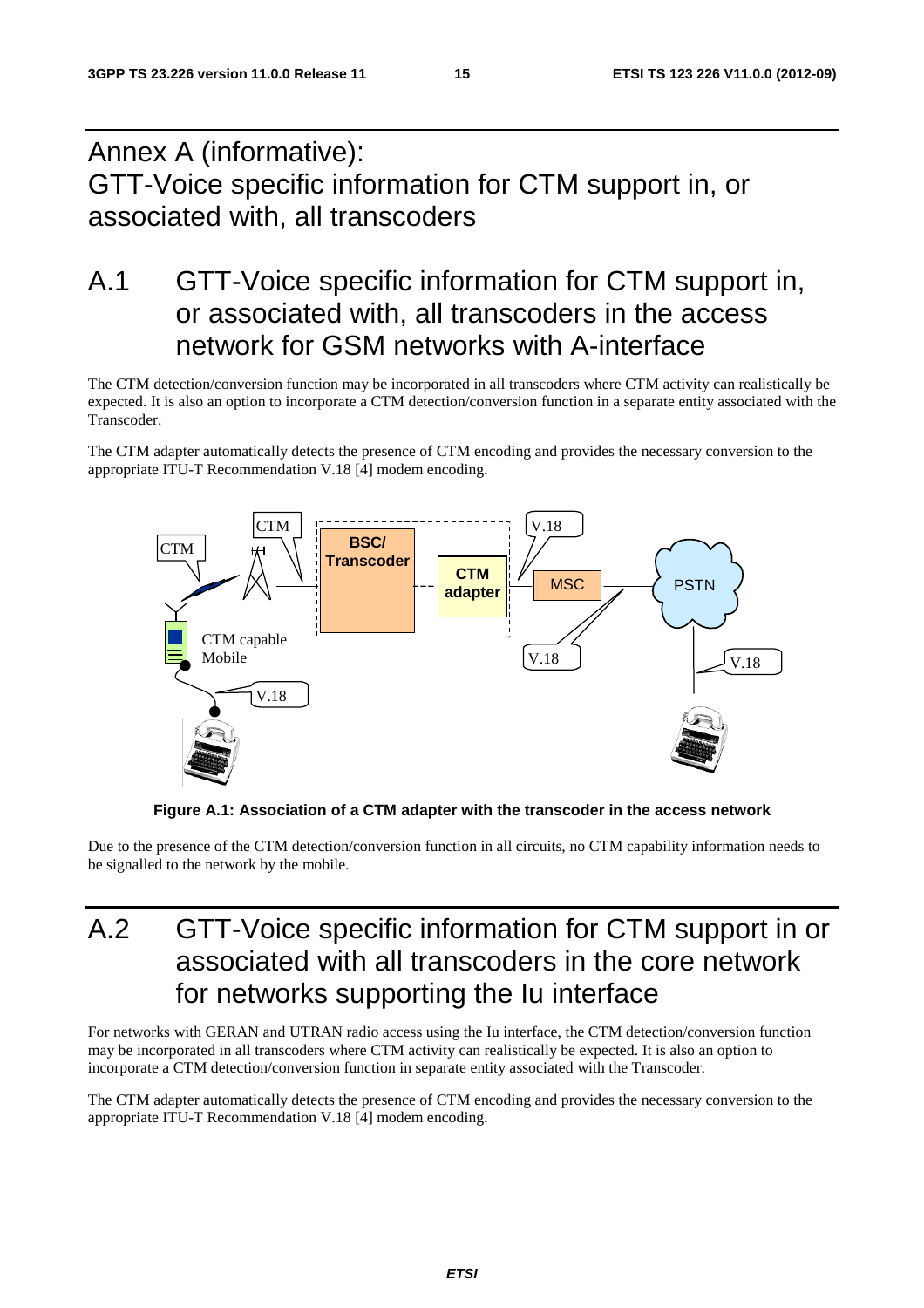# Annex A (informative): GTT-Voice specific information for CTM support in, or associated with, all transcoders

## A.1 GTT-Voice specific information for CTM support in, or associated with, all transcoders in the access network for GSM networks with A-interface

The CTM detection/conversion function may be incorporated in all transcoders where CTM activity can realistically be expected. It is also an option to incorporate a CTM detection/conversion function in a separate entity associated with the Transcoder.

The CTM adapter automatically detects the presence of CTM encoding and provides the necessary conversion to the appropriate ITU-T Recommendation V.18 [4] modem encoding.

**Figure A.1: Association of a CTM adapter with the transcoder in the access network**

Due to the presence of the CTM detection/conversion function in all circuits, no CTM capability information needs to be signalled to the network by the mobile.

## A.2 GTT-Voice specific information for CTM support in or associated with all transcoders in the core network for networks supporting the Iu interface

For networks with GERAN and UTRAN radio access using the Iu interface, the CTM detection/conversion function may be incorporated in all transcoders where CTM activity can realistically be expected. It is also an option to incorporate a CTM detection/conversion function in separate entity associated with the Transcoder.

The CTM adapter automatically detects the presence of CTM encoding and provides the necessary conversion to the appropriate ITU-T Recommendation V.18 [4] modem encoding.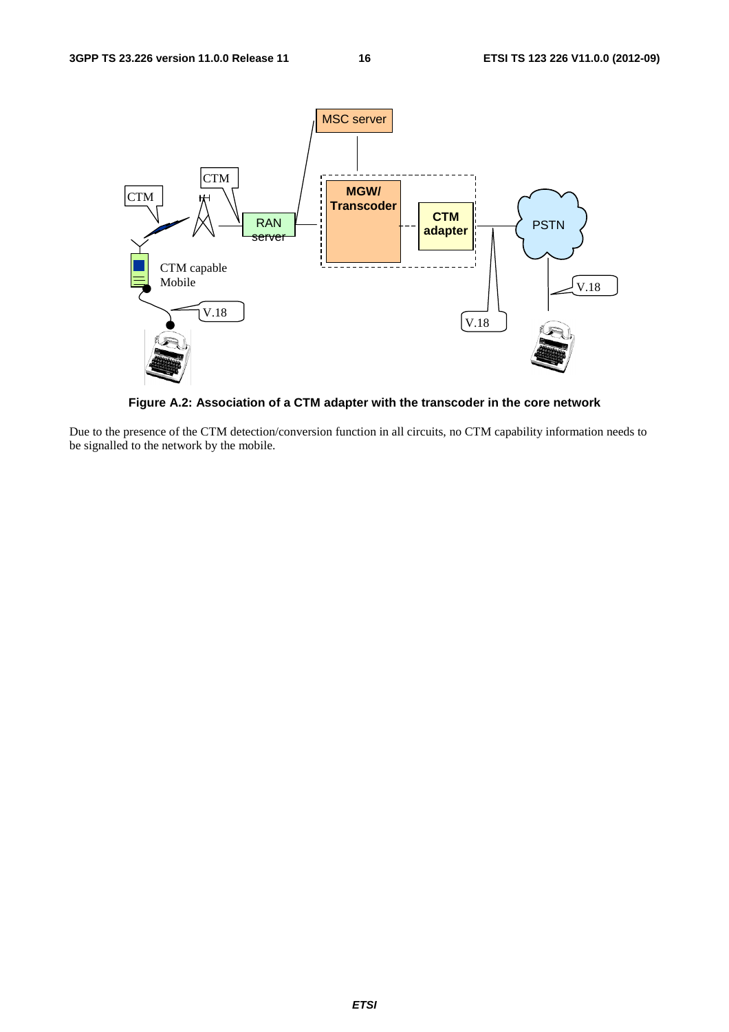**Figure A.2: Association of a CTM adapter with the transcoder in the core network**

Due to the presence of the CTM detection/conversion function in all circuits, no CTM capability information needs to be signalled to the network by the mobile.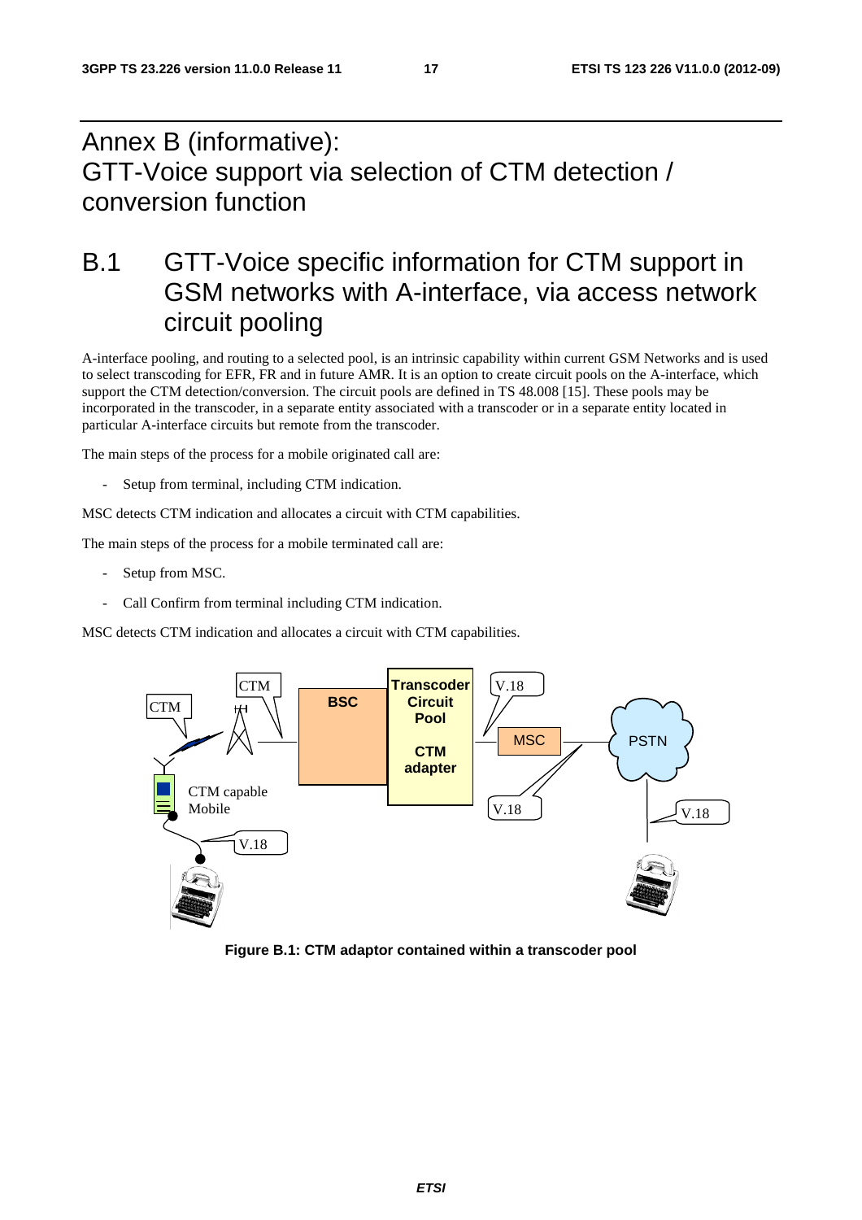# Annex B (informative): GTT-Voice support via selection of CTM detection / conversion function

## B.1 GTT-Voice specific information for CTM support in GSM networks with A-interface, via access network circuit pooling

A-interface pooling, and routing to a selected pool, is an intrinsic capability within current GSM Networks and is used to select transcoding for EFR, FR and in future AMR. It is an option to create circuit pools on the A-interface, which support the CTM detection/conversion. The circuit pools are defined in TS 48.008 [15]. These pools may be incorporated in the transcoder, in a separate entity associated with a transcoder or in a separate entity located in particular A-interface circuits but remote from the transcoder.

The main steps of the process for a mobile originated call are:

- Setup from terminal, including CTM indication.

MSC detects CTM indication and allocates a circuit with CTM capabilities.

The main steps of the process for a mobile terminated call are:

- Setup from MSC.
- Call Confirm from terminal including CTM indication.

MSC detects CTM indication and allocates a circuit with CTM capabilities.

**Figure B.1: CTM adaptor contained within a transcoder pool**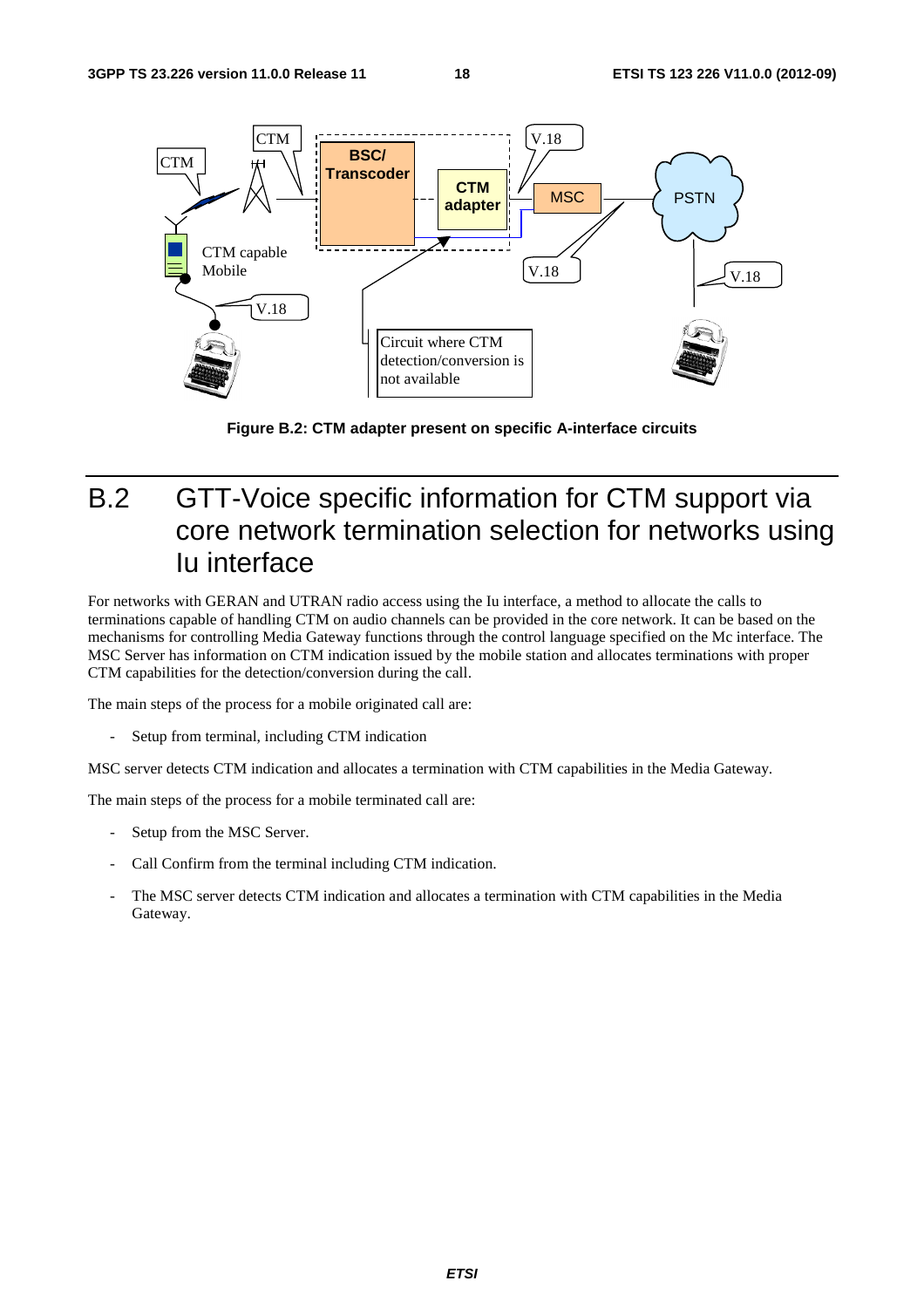Figure B.2: CTM adapter present on specific A-interface circuits

# B.2 GTT-Voice specific information for CTM support via core network termination selection for networks using Iu interface

For networks with GERAN and UTRAN radio access using the Iu interface, a method to allocate the calls to terminations capable of handling CTM on audio channels can be provided in the core network. It can be based on the mechanisms for controlling Media Gateway functions through the control language specified on the Mc interface. The MSC Server has information on CTM indication issued by the mobile station and allocates terminations with proper CTM capabilities for the detection/conversion during the call.

The main steps of the process for a mobile originated call are:

- Setup from terminal, including CTM indication

MSC server detects CTM indication and allocates a termination with CTM capabilities in the Media Gateway.

The main steps of the process for a mobile terminated call are:

- Setup from the MSC Server.
- Call Confirm from the terminal including CTM indication.
- The MSC server detects CTM indication and allocates a termination with CTM capabilities in the Media Gateway.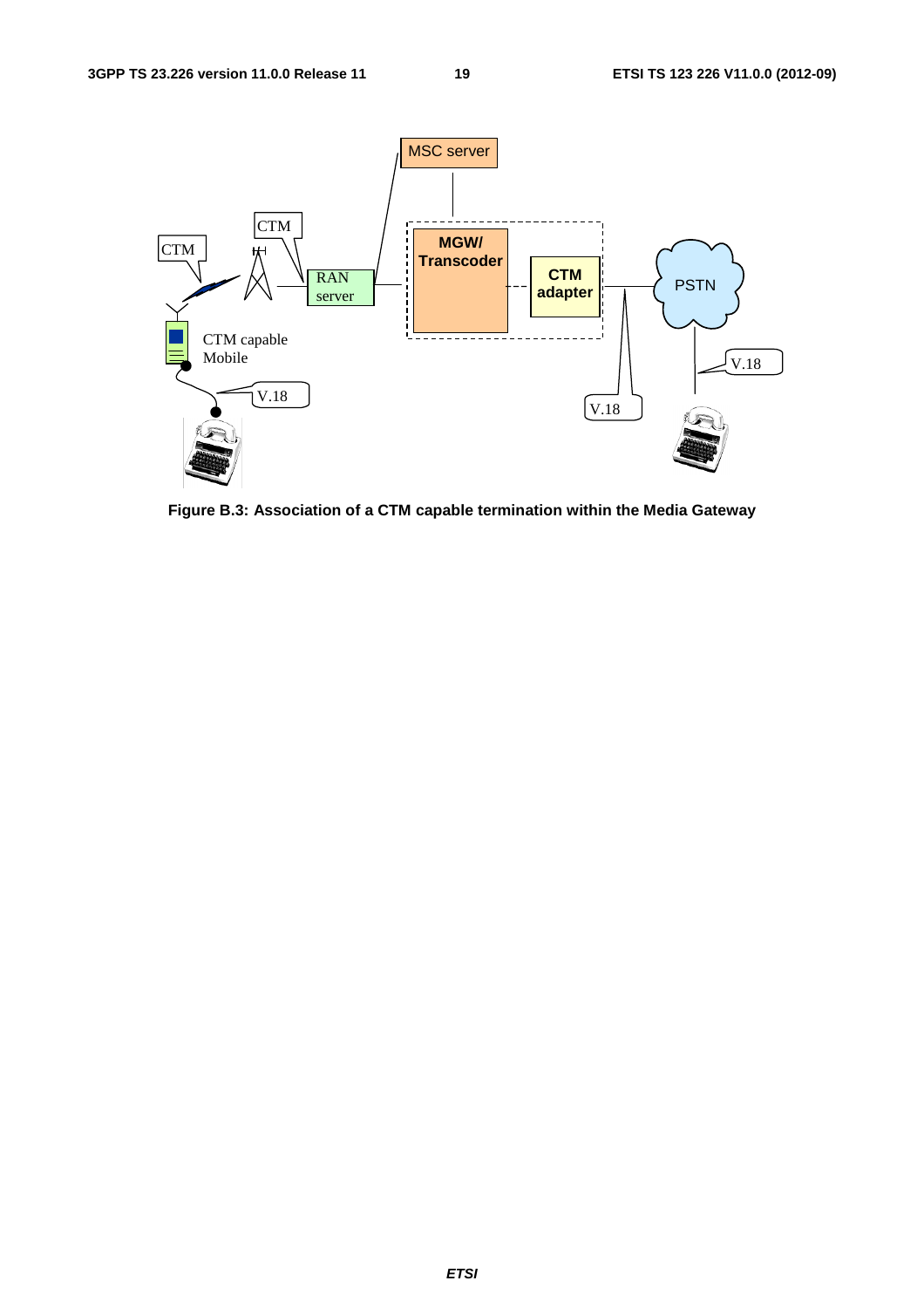Figure B.3: Association of a CTM capable termination within the Media Gateway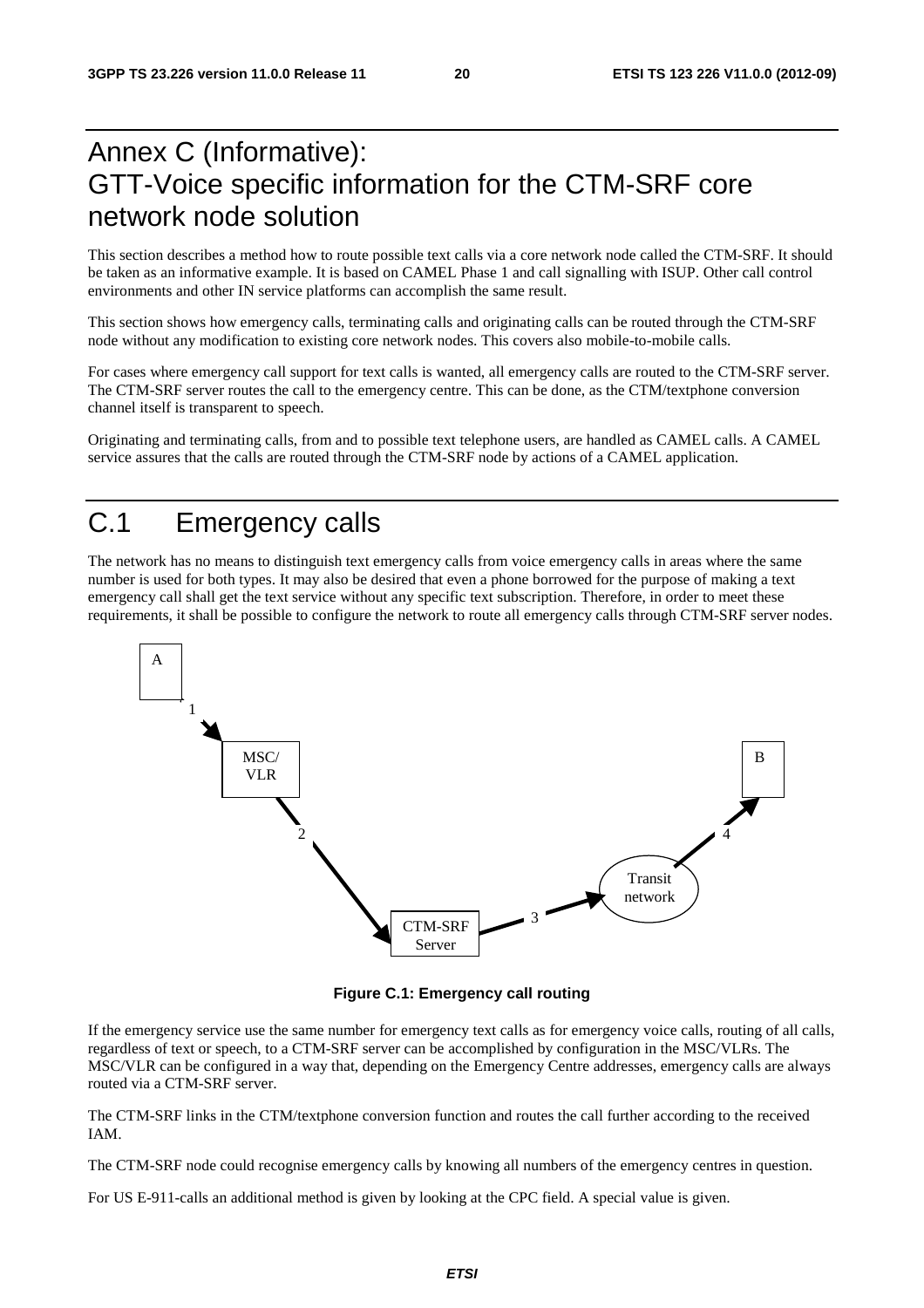# Annex C (Informative): GTT-Voice specific information for the CTM-SRF core network node solution

This section describes a method how to route possible text calls via a core network node called the CTM-SRF. It should be taken as an informative example. It is based on CAMEL Phase 1 and call signalling with ISUP. Other call control environments and other IN service platforms can accomplish the same result.

This section shows how emergency calls, terminating calls and originating calls can be routed through the CTM-SRF node without any modification to existing core network nodes. This covers also mobile-to-mobile calls.

For cases where emergency call support for text calls is wanted, all emergency calls are routed to the CTM-SRF server. The CTM-SRF server routes the call to the emergency centre. This can be done, as the CTM/textphone conversion channel itself is transparent to speech.

Originating and terminating calls, from and to possible text telephone users, are handled as CAMEL calls. A CAMEL service assures that the calls are routed through the CTM-SRF node by actions of a CAMEL application.

# C.1 Emergency calls

The network has no means to distinguish text emergency calls from voice emergency calls in areas where the same number is used for both types. It may also be desired that even a phone borrowed for the purpose of making a text emergency call shall get the text service without any specific text subscription. Therefore, in order to meet these requirements, it shall be possible to configure the network to route all emergency calls through CTM-SRF server nodes.

A → (1) → MSC/VLR → (2) → CTM-SRF Server → (3) → Transit network → (4) → B

**Figure C.1: Emergency call routing**

If the emergency service use the same number for emergency text calls as for emergency voice calls, routing of all calls, regardless of text or speech, to a CTM-SRF server can be accomplished by configuration in the MSC/VLRs. The MSC/VLR can be configured in a way that, depending on the Emergency Centre addresses, emergency calls are always routed via a CTM-SRF server.

The CTM-SRF links in the CTM/textphone conversion function and routes the call further according to the received IAM.

The CTM-SRF node could recognise emergency calls by knowing all numbers of the emergency centres in question.

For US E-911-calls an additional method is given by looking at the CPC field. A special value is given.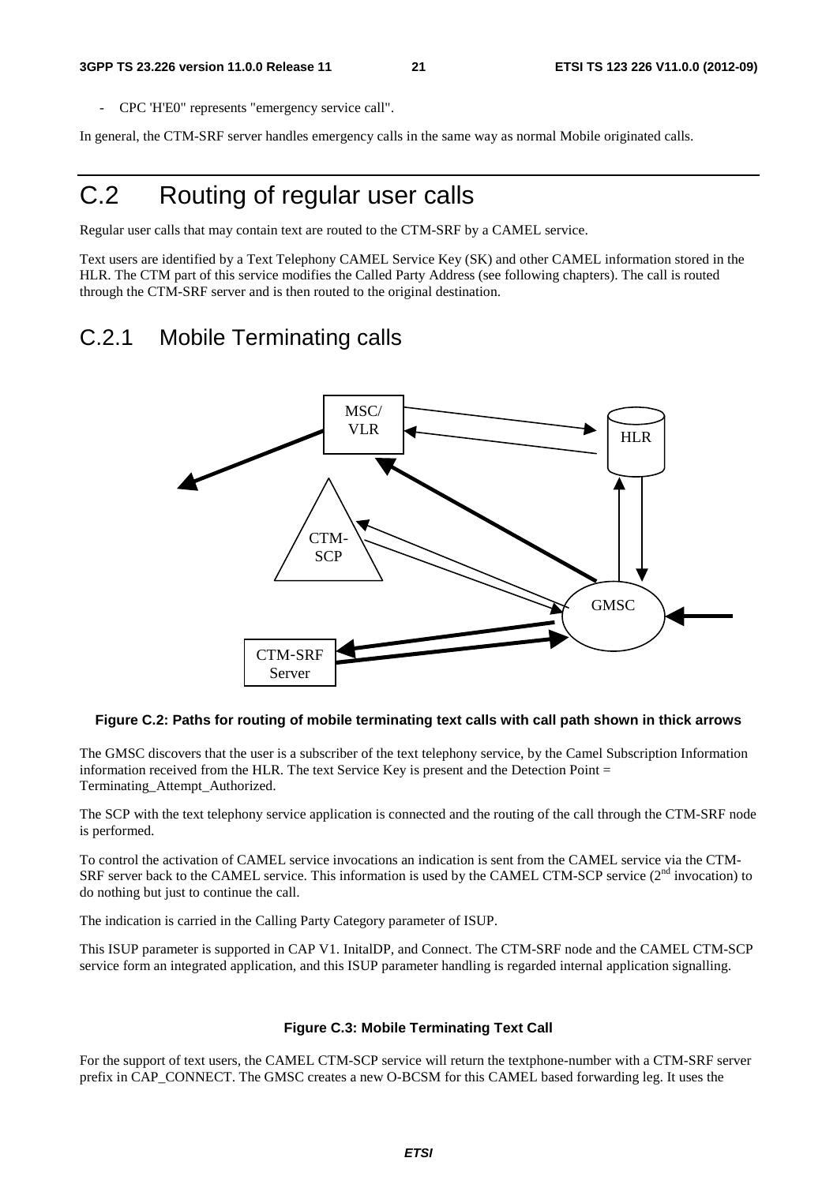- CPC 'H'E0" represents "emergency service call".

In general, the CTM-SRF server handles emergency calls in the same way as normal Mobile originated calls.

# C.2 Routing of regular user calls

Regular user calls that may contain text are routed to the CTM-SRF by a CAMEL service.

Text users are identified by a Text Telephony CAMEL Service Key (SK) and other CAMEL information stored in the HLR. The CTM part of this service modifies the Called Party Address (see following chapters). The call is routed through the CTM-SRF server and is then routed to the original destination.

## C.2.1 Mobile Terminating calls

**Figure C.2: Paths for routing of mobile terminating text calls with call path shown in thick arrows**

The GMSC discovers that the user is a subscriber of the text telephony service, by the Camel Subscription Information information received from the HLR. The text Service Key is present and the Detection Point = Terminating_Attempt_Authorized.

The SCP with the text telephony service application is connected and the routing of the call through the CTM-SRF node is performed.

To control the activation of CAMEL service invocations an indication is sent from the CAMEL service via the CTM-SRF server back to the CAMEL service. This information is used by the CAMEL CTM-SCP service (2[nd] invocation) to do nothing but just to continue the call.

The indication is carried in the Calling Party Category parameter of ISUP.

This ISUP parameter is supported in CAP V1. InitalDP, and Connect. The CTM-SRF node and the CAMEL CTM-SCP service form an integrated application, and this ISUP parameter handling is regarded internal application signalling.

**Figure C.3: Mobile Terminating Text Call**

For the support of text users, the CAMEL CTM-SCP service will return the textphone-number with a CTM-SRF server prefix in CAP_CONNECT. The GMSC creates a new O-BCSM for this CAMEL based forwarding leg. It uses the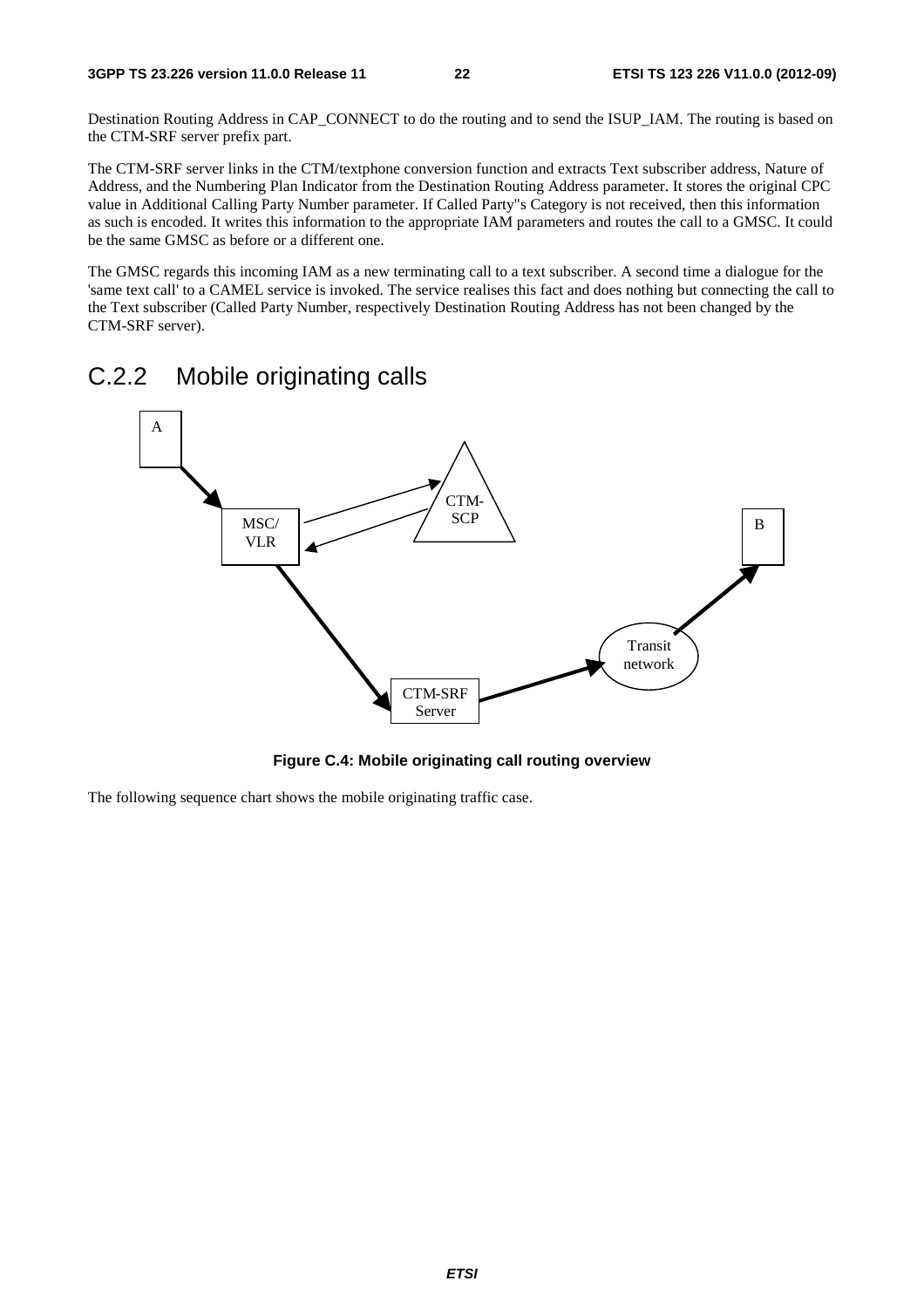Destination Routing Address in CAP_CONNECT to do the routing and to send the ISUP_IAM. The routing is based on the CTM-SRF server prefix part.

The CTM-SRF server links in the CTM/textphone conversion function and extracts Text subscriber address, Nature of Address, and the Numbering Plan Indicator from the Destination Routing Address parameter. It stores the original CPC value in Additional Calling Party Number parameter. If Called Party"s Category is not received, then this information as such is encoded. It writes this information to the appropriate IAM parameters and routes the call to a GMSC. It could be the same GMSC as before or a different one.

The GMSC regards this incoming IAM as a new terminating call to a text subscriber. A second time a dialogue for the 'same text call' to a CAMEL service is invoked. The service realises this fact and does nothing but connecting the call to the Text subscriber (Called Party Number, respectively Destination Routing Address has not been changed by the CTM-SRF server).

## C.2.2 Mobile originating calls

**Figure C.4: Mobile originating call routing overview**

The following sequence chart shows the mobile originating traffic case.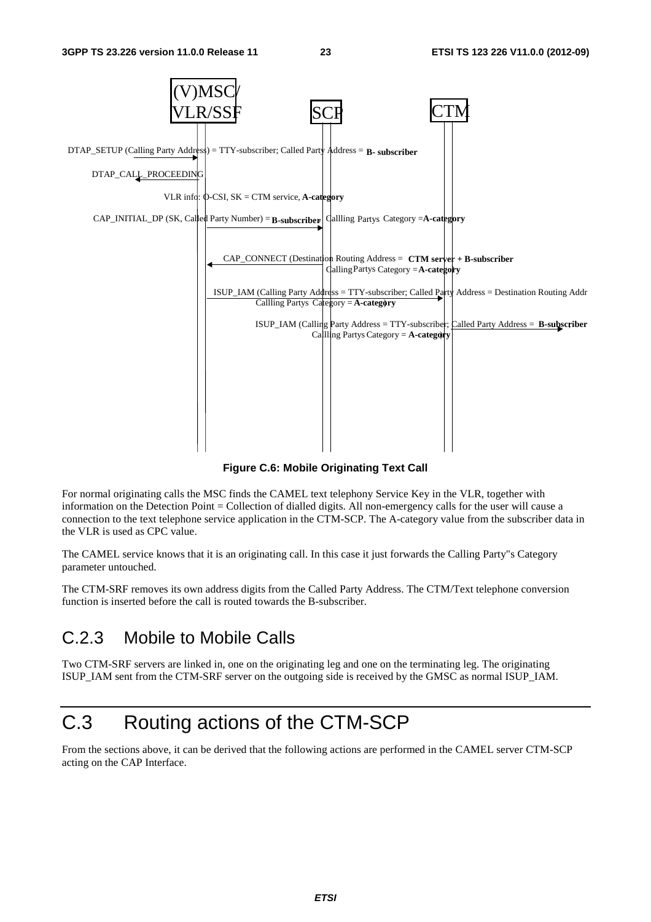(V)MSC/VLR/SSF | SCP | CTM

DTAP_SETUP (Calling Party Address) = TTY-subscriber; Called Party Address = **B- subscriber**

DTAP_CALL_PROCEEDING

VLR info: O-CSI, SK = CTM service, **A-category**

CAP_INITIAL_DP (SK, Called Party Number) = **B-subscriber**, Callling Partys Category =**A-category**

CAP_CONNECT (Destination Routing Address = **CTM server + B-subscriber** Calling Partys Category = **A-category**

ISUP_IAM (Calling Party Address = TTY-subscriber; Called Party Address = Destination Routing Addr Callling Partys Category = **A-category**)

ISUP_IAM (Calling Party Address = TTY-subscriber; Called Party Address = **B-subscriber**, Callling Partys Category = **A-category**)

**Figure C.6: Mobile Originating Text Call**

For normal originating calls the MSC finds the CAMEL text telephony Service Key in the VLR, together with information on the Detection Point = Collection of dialled digits. All non-emergency calls for the user will cause a connection to the text telephone service application in the CTM-SCP. The A-category value from the subscriber data in the VLR is used as CPC value.

The CAMEL service knows that it is an originating call. In this case it just forwards the Calling Party"s Category parameter untouched.

The CTM-SRF removes its own address digits from the Called Party Address. The CTM/Text telephone conversion function is inserted before the call is routed towards the B-subscriber.

## C.2.3 Mobile to Mobile Calls

Two CTM-SRF servers are linked in, one on the originating leg and one on the terminating leg. The originating ISUP_IAM sent from the CTM-SRF server on the outgoing side is received by the GMSC as normal ISUP_IAM.

# C.3 Routing actions of the CTM-SCP

From the sections above, it can be derived that the following actions are performed in the CAMEL server CTM-SCP acting on the CAP Interface.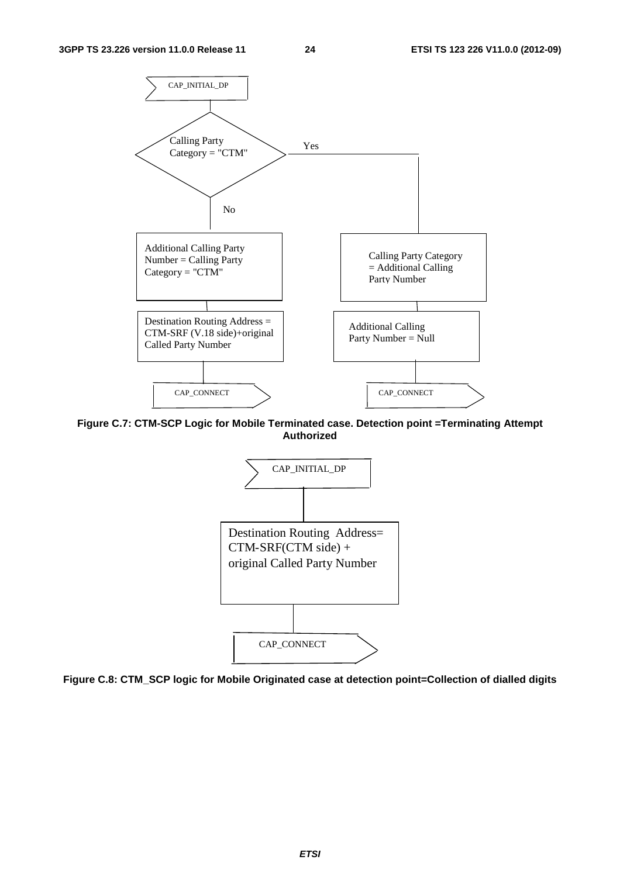CAP_INITIAL_DP

Calling Party Category = "CTM"

Yes

No

Additional Calling Party Number = Calling Party Category = "CTM"

Destination Routing Address = CTM-SRF (V.18 side)+original Called Party Number

CAP_CONNECT

Calling Party Category = Additional Calling Party Number

Additional Calling Party Number = Null

CAP_CONNECT

**Figure C.7: CTM-SCP Logic for Mobile Terminated case. Detection point =Terminating Attempt Authorized**

CAP_INITIAL_DP

Destination Routing Address= CTM-SRF(CTM side) + original Called Party Number

CAP_CONNECT

**Figure C.8: CTM_SCP logic for Mobile Originated case at detection point=Collection of dialled digits**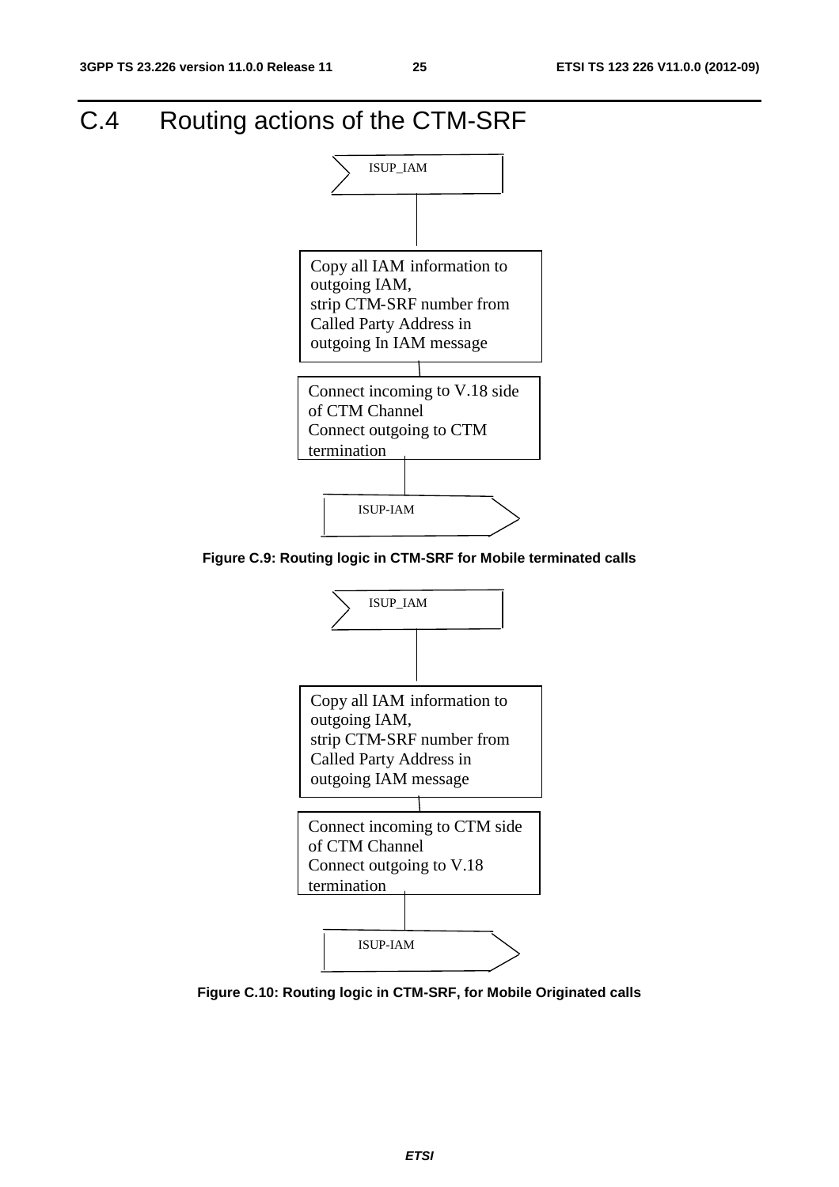# C.4 Routing actions of the CTM-SRF

ISUP_IAM

Copy all IAM information to outgoing IAM,
strip CTM-SRF number from Called Party Address in outgoing In IAM message

Connect incoming to V.18 side of CTM Channel
Connect outgoing to CTM termination

ISUP-IAM

**Figure C.9: Routing logic in CTM-SRF for Mobile terminated calls**

ISUP_IAM

Copy all IAM information to outgoing IAM,
strip CTM-SRF number from Called Party Address in outgoing IAM message

Connect incoming to CTM side of CTM Channel
Connect outgoing to V.18 termination

ISUP-IAM

**Figure C.10: Routing logic in CTM-SRF, for Mobile Originated calls**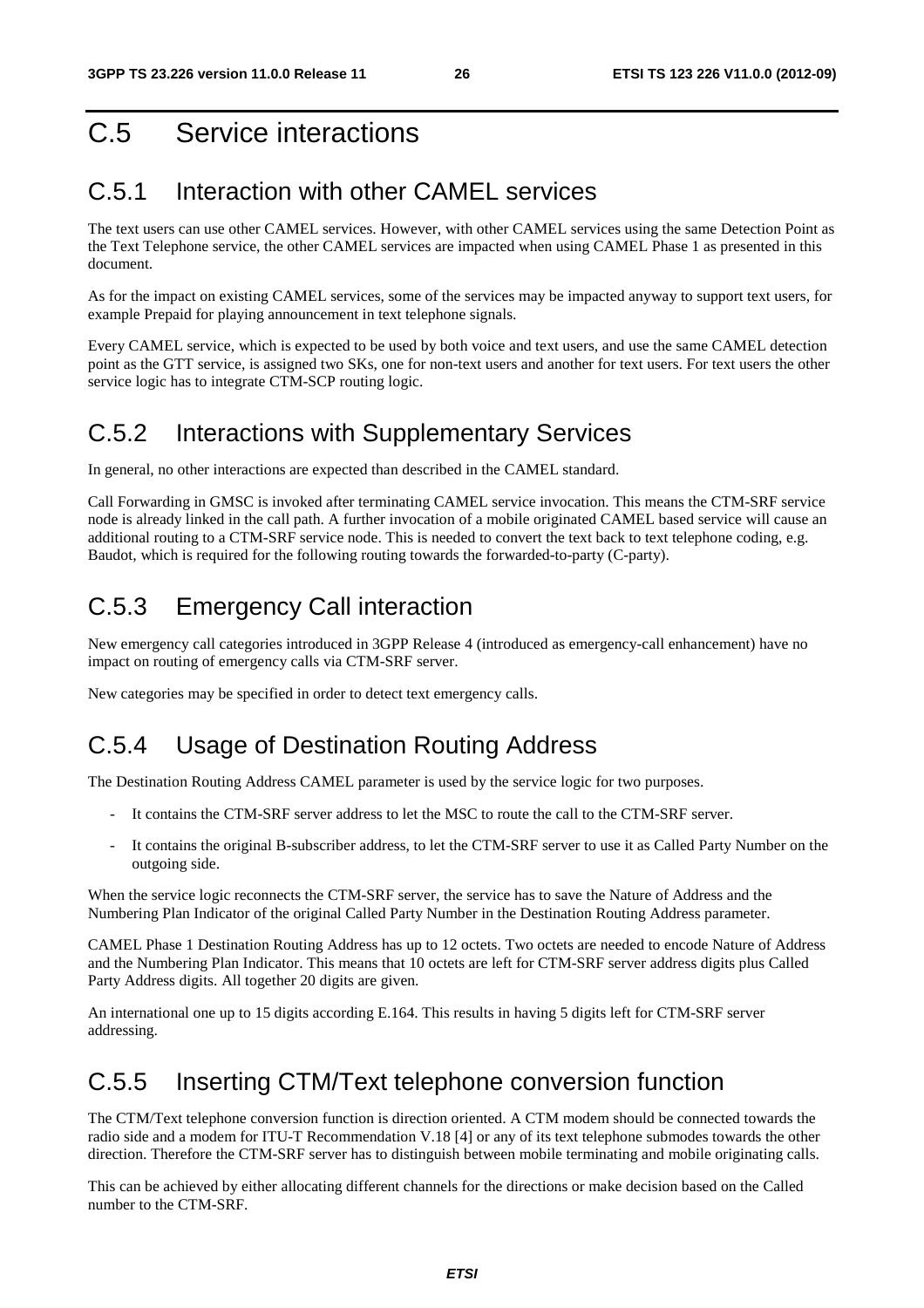# C.5 Service interactions

## C.5.1 Interaction with other CAMEL services

The text users can use other CAMEL services. However, with other CAMEL services using the same Detection Point as the Text Telephone service, the other CAMEL services are impacted when using CAMEL Phase 1 as presented in this document.

As for the impact on existing CAMEL services, some of the services may be impacted anyway to support text users, for example Prepaid for playing announcement in text telephone signals.

Every CAMEL service, which is expected to be used by both voice and text users, and use the same CAMEL detection point as the GTT service, is assigned two SKs, one for non-text users and another for text users. For text users the other service logic has to integrate CTM-SCP routing logic.

## C.5.2 Interactions with Supplementary Services

In general, no other interactions are expected than described in the CAMEL standard.

Call Forwarding in GMSC is invoked after terminating CAMEL service invocation. This means the CTM-SRF service node is already linked in the call path. A further invocation of a mobile originated CAMEL based service will cause an additional routing to a CTM-SRF service node. This is needed to convert the text back to text telephone coding, e.g. Baudot, which is required for the following routing towards the forwarded-to-party (C-party).

## C.5.3 Emergency Call interaction

New emergency call categories introduced in 3GPP Release 4 (introduced as emergency-call enhancement) have no impact on routing of emergency calls via CTM-SRF server.

New categories may be specified in order to detect text emergency calls.

## C.5.4 Usage of Destination Routing Address

The Destination Routing Address CAMEL parameter is used by the service logic for two purposes.

- It contains the CTM-SRF server address to let the MSC to route the call to the CTM-SRF server.
- It contains the original B-subscriber address, to let the CTM-SRF server to use it as Called Party Number on the outgoing side.

When the service logic reconnects the CTM-SRF server, the service has to save the Nature of Address and the Numbering Plan Indicator of the original Called Party Number in the Destination Routing Address parameter.

CAMEL Phase 1 Destination Routing Address has up to 12 octets. Two octets are needed to encode Nature of Address and the Numbering Plan Indicator. This means that 10 octets are left for CTM-SRF server address digits plus Called Party Address digits. All together 20 digits are given.

An international one up to 15 digits according E.164. This results in having 5 digits left for CTM-SRF server addressing.

## C.5.5 Inserting CTM/Text telephone conversion function

The CTM/Text telephone conversion function is direction oriented. A CTM modem should be connected towards the radio side and a modem for ITU-T Recommendation V.18 [4] or any of its text telephone submodes towards the other direction. Therefore the CTM-SRF server has to distinguish between mobile terminating and mobile originating calls.

This can be achieved by either allocating different channels for the directions or make decision based on the Called number to the CTM-SRF.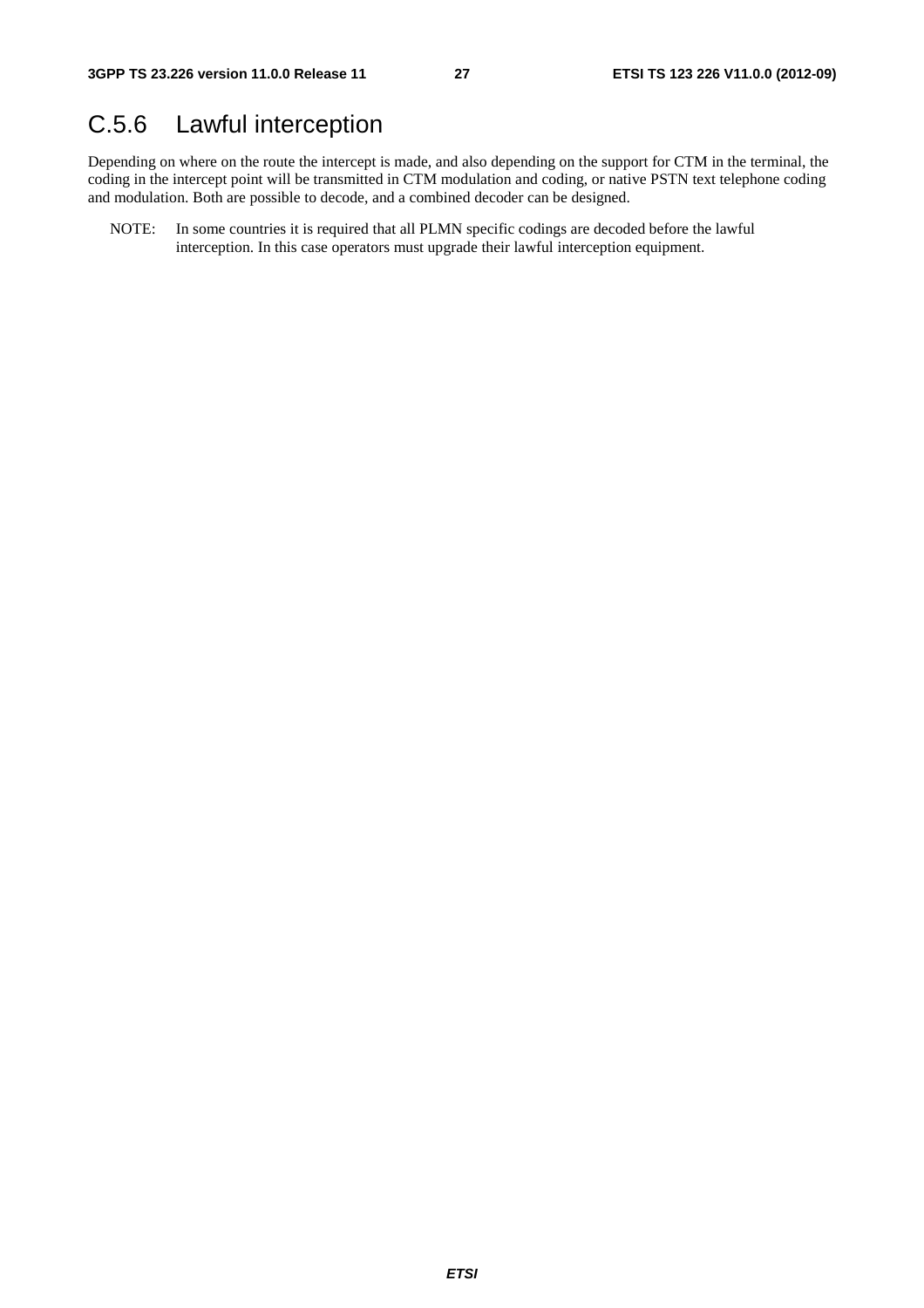# C.5.6 Lawful interception

Depending on where on the route the intercept is made, and also depending on the support for CTM in the terminal, the coding in the intercept point will be transmitted in CTM modulation and coding, or native PSTN text telephone coding and modulation. Both are possible to decode, and a combined decoder can be designed.

NOTE: In some countries it is required that all PLMN specific codings are decoded before the lawful interception. In this case operators must upgrade their lawful interception equipment.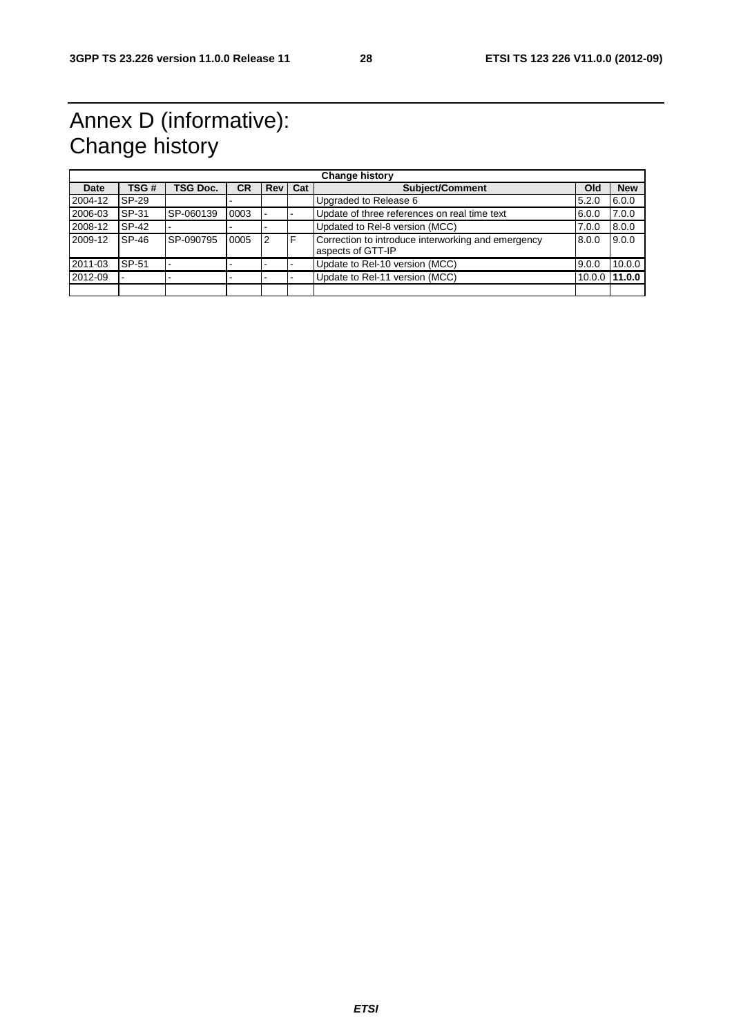# Annex D (informative): Change history

| Change history | | | | | | | | |
|---|---|---|---|---|---|---|---|---|
| **Date** | **TSG #** | **TSG Doc.** | **CR** | **Rev** | **Cat** | **Subject/Comment** | **Old** | **New** |
| 2004-12 | SP-29 | | - | | | Upgraded to Release 6 | 5.2.0 | 6.0.0 |
| 2006-03 | SP-31 | SP-060139 | 0003 | - | - | Update of three references on real time text | 6.0.0 | 7.0.0 |
| 2008-12 | SP-42 | - | - | - | | Updated to Rel-8 version (MCC) | 7.0.0 | 8.0.0 |
| 2009-12 | SP-46 | SP-090795 | 0005 | 2 | F | Correction to introduce interworking and emergency aspects of GTT-IP | 8.0.0 | 9.0.0 |
| 2011-03 | SP-51 | - | - | - | - | Update to Rel-10 version (MCC) | 9.0.0 | 10.0.0 |
| 2012-09 | - | - | - | - | - | Update to Rel-11 version (MCC) | 10.0.0 | **11.0.0** |
| | | | | | | | | |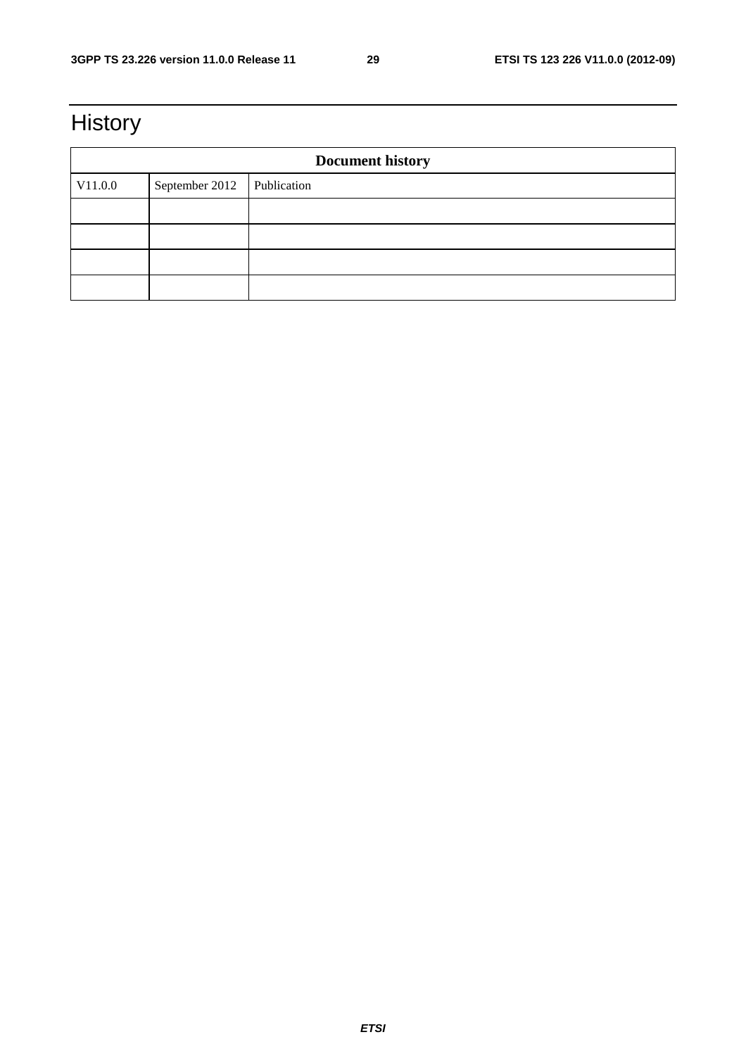# History

| Document history | | |
|---|---|---|
| V11.0.0 | September 2012 | Publication |
| | | |
| | | |
| | | |
| | | |